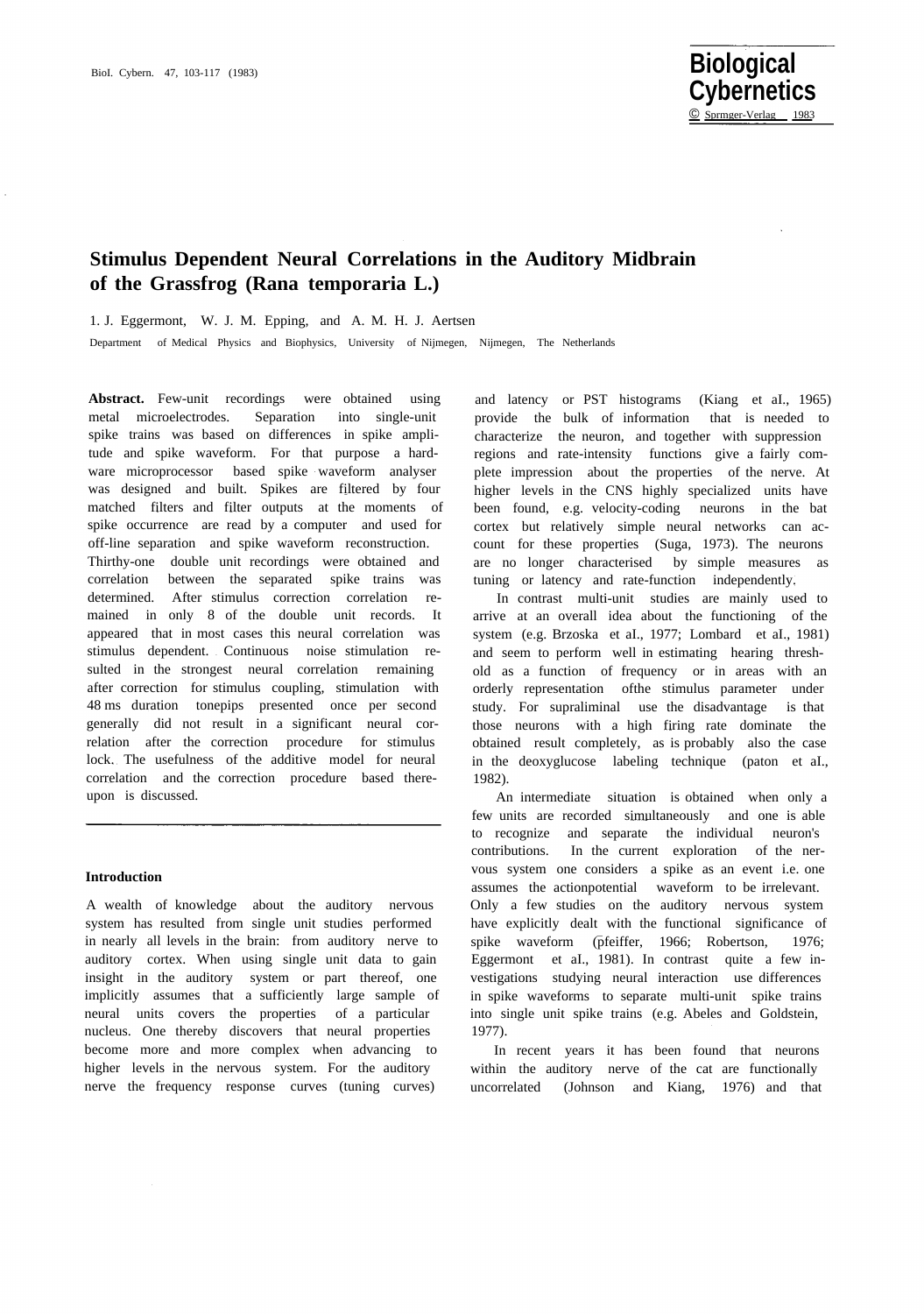# Stimulus Dependent Neural Correlations in the Auditory Midbrain of the Grassfrog (Rana temporaria L.)

1. J. Eggermont, W. J. M. Epping, and A. M. H. J. Aertsen

Department of Medical Physics and Biophysics, University of Nijmegen, Nijmegen, The Netherlands

**Abstract.** Few-unit recordings were obtained using metal microelectrodes. Separation into single-unit spike trains was based on differences in spike amplitude and spike waveform. For that purpose a hardware microprocessor based spike waveform analyser was designed and built. Spikes are filtered by four matched filters and filter outputs at the moments of spike occurrence are read by a computer and used for off-line separation and spike waveform reconstruction. Thirthy-one double unit recordings were obtained and correlation between the separated spike trains was determined. After stimulus correction correlation remained in only 8 of the double unit records. It appeared that in most cases this neural correlation was stimulus dependent. Continuous noise stimulation resulted in the strongest neural correlation remaining after correction for stimulus coupling, stimulation with 48 ms duration tonepips presented once per second generally did not result in a significant neural correlation after the correction procedure for stimulus lock. The usefulness of the additive model for neural correlation and the correction procedure based thereupon is discussed.

## Introduction

A wealth of knowledge about the auditory nervous system has resulted from single unit studies performed in nearly all levels in the brain: from auditory nerve to auditory cortex. When using single unit data to gain insight in the auditory system or part thereof, one implicitly assumes that a sufficiently large sample of neural units covers the properties of a particular nucleus. One thereby discovers that neural properties become more and more complex when advancing to higher levels in the nervous system. For the auditory nerve the frequency response curves (tuning curves) and latency or PST histograms (Kiang et al., 1965) provide the bulk of information that is needed to characterize the neuron, and together with suppression regions and rate-intensity functions give a fairly complete impression about the properties of the nerve. At higher levels in the CNS highly specialized units have been found, e.g. velocity-coding neurons in the bat cortex but relatively simple neural networks can account for these properties (Suga, 1973). The neurons are no longer characterised by simple measures as tuning or latency and rate-function independently.

In contrast multi-unit studies are mainly used to arrive at an overall idea about the functioning of the system (e.g. Brzoska et al., 1977; Lombard et al., 1981) and seem to perform well in estimating hearing threshold as a function of frequency or in areas with an orderly representation ofthe stimulus parameter under study. For supraliminal use the disadvantage is that those neurons with a high firing rate dominate the obtained result completely, as is probably also the case in the deoxyglucose labeling technique (paton et al., 1982).

An intermediate situation is obtained when only a few units are recorded simultaneously and one is able to recognize and separate the individual neuron's contributions. In the current exploration of the nervous system one considers a spike as an event i.e. one assumes the actionpotential waveform to be irrelevant. Only a few studies on the auditory nervous system have explicitly dealt with the functional significance of spike waveform (pfeiffer, 1966; Robertson, 1976; Eggermont et al., 1981). In contrast quite a few investigations studying neural interaction use differences in spike waveforms to separate multi-unit spike trains into single unit spike trains (e.g. Abeles and Goldstein, 1977).

In recent years it has been found that neurons within the auditory nerve of the cat are functionally uncorrelated (Johnson and Kiang, 1976) and that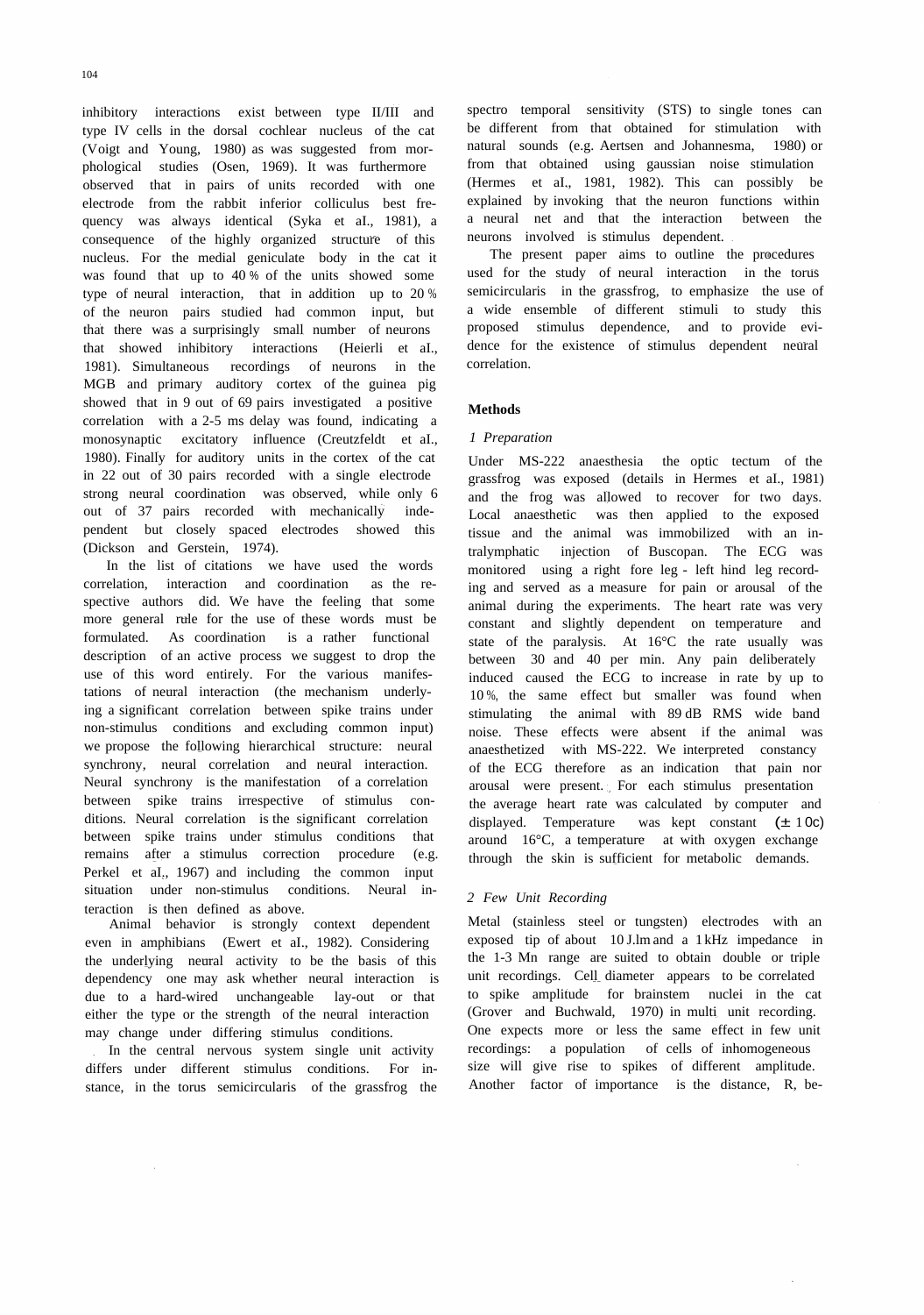inhibitory interactions exist between type II/III and type IV cells in the dorsal cochlear nucleus of the cat (Voigt and Young, 1980) as was suggested from morphological studies (Osen, 1969). It was furthermore observed that in pairs of units recorded with one electrode from the rabbit inferior colliculus best frequency was always identical (Syka et aI., 1981), a consequence of the highly organized structure of this nucleus. For the medial geniculate body in the cat it was found that up to 40 % of the units showed some type of neural interaction, that in addition up to 20 % of the neuron pairs studied had common input, but that there was a surprisingly small number of neurons that showed inhibitory interactions (Heierli et aI., 1981). Simultaneous recordings of neurons in the MGB and primary auditory cortex of the guinea pig showed that in 9 out of 69 pairs investigated a positive correlation with a 2-5 ms delay was found, indicating a monosynaptic excitatory influence (Creutzfeldt et aI., 1980). Finally for auditory units in the cortex of the cat in 22 out of 30 pairs recorded with a single electrode strong neural coordination was observed, while only 6 out of 37 pairs recorded with mechanically independent but closely spaced electrodes showed this (Dickson and Gerstein, 1974).

In the list of citations we have used the words correlation, interaction and coordination as the respective authors did. We have the feeling that some more general rule for the use of these words must be formulated. As coordination is a rather functional description of an active process we suggest to drop the use of this word entirely. For the various manifestations of neural interaction (the mechanism underlying a significant correlation between spike trains under non-stimulus conditions and excluding common input) we propose the following hierarchical structure: neural synchrony, neural correlation and neural interaction. Neural synchrony is the manifestation of a correlation between spike trains irrespective of stimulus conditions. Neural correlation is the significant correlation between spike trains under stimulus conditions that remains after a stimulus correction procedure (e.g. Perkel et aI., 1967) and including the common input situation under non-stimulus conditions. Neural interaction is then defined as above.

Animal behavior is strongly context dependent even in amphibians (Ewert et aI., 1982). Considering the underlying neural activity to be the basis of this dependency one may ask whether neural interaction is due to a hard-wired unchangeable lay-out or that either the type or the strength of the neural interaction may change under differing stimulus conditions.

In the central nervous system single unit activity differs under different stimulus conditions. For instance, in the torus semicircularis of the grassfrog the spectro temporal sensitivity (STS) to single tones can be different from that obtained for stimulation with natural sounds (e.g. Aertsen and Johannesma, 1980) or from that obtained using gaussian noise stimulation (Hermes et aI., 1981, 1982). This can possibly be explained by invoking that the neuron functions within a neural net and that the interaction between the neurons involved is stimulus dependent.

The present paper aims to outline the procedures used for the study of neural interaction in the torus semicircularis in the grassfrog, to emphasize the use of a wide ensemble of different stimuli to study this proposed stimulus dependence, and to provide evidence for the existence of stimulus dependent neural correlation.

## Methods

### *1 Preparation*

Under MS-222 anaesthesia the optic tectum of the grassfrog was exposed (details in Hermes et aI., 1981) and the frog was allowed to recover for two days. Local anaesthetic was then applied to the exposed tissue and the animal was immobilized with an intralymphatic injection of Buscopan. The ECG was monitored using a right fore leg - left hind leg recording and served as a measure for pain or arousal of the animal during the experiments. The heart rate was very constant and slightly dependent on temperature and state of the paralysis. At 16°C the rate usually was between 30 and 40 per min. Any pain deliberately induced caused the ECG to increase in rate by up to 10 %, the same effect but smaller was found when stimulating the animal with 89 dB RMS wide band noise. These effects were absent if the animal was anaesthetized with MS-222. We interpreted constancy of the ECG therefore as an indication that pain nor arousal were present. For each stimulus presentation the average heart rate was calculated by computer and displayed. Temperature was kept constant (± 1 0c) around 16°C, a temperature at with oxygen exchange through the skin is sufficient for metabolic demands.

### *2 Few Unit Recording*

Metal (stainless steel or tungsten) electrodes with an exposed tip of about 10 J.lm and a 1 kHz impedance in the 1-3 Mn range are suited to obtain double or triple unit recordings. Cell diameter appears to be correlated to spike amplitude for brainstem nuclei in the cat (Grover and Buchwald, 1970) in multi unit recording. One expects more or less the same effect in few unit recordings: a population of cells of inhomogeneous size will give rise to spikes of different amplitude. Another factor of importance is the distance, R, be-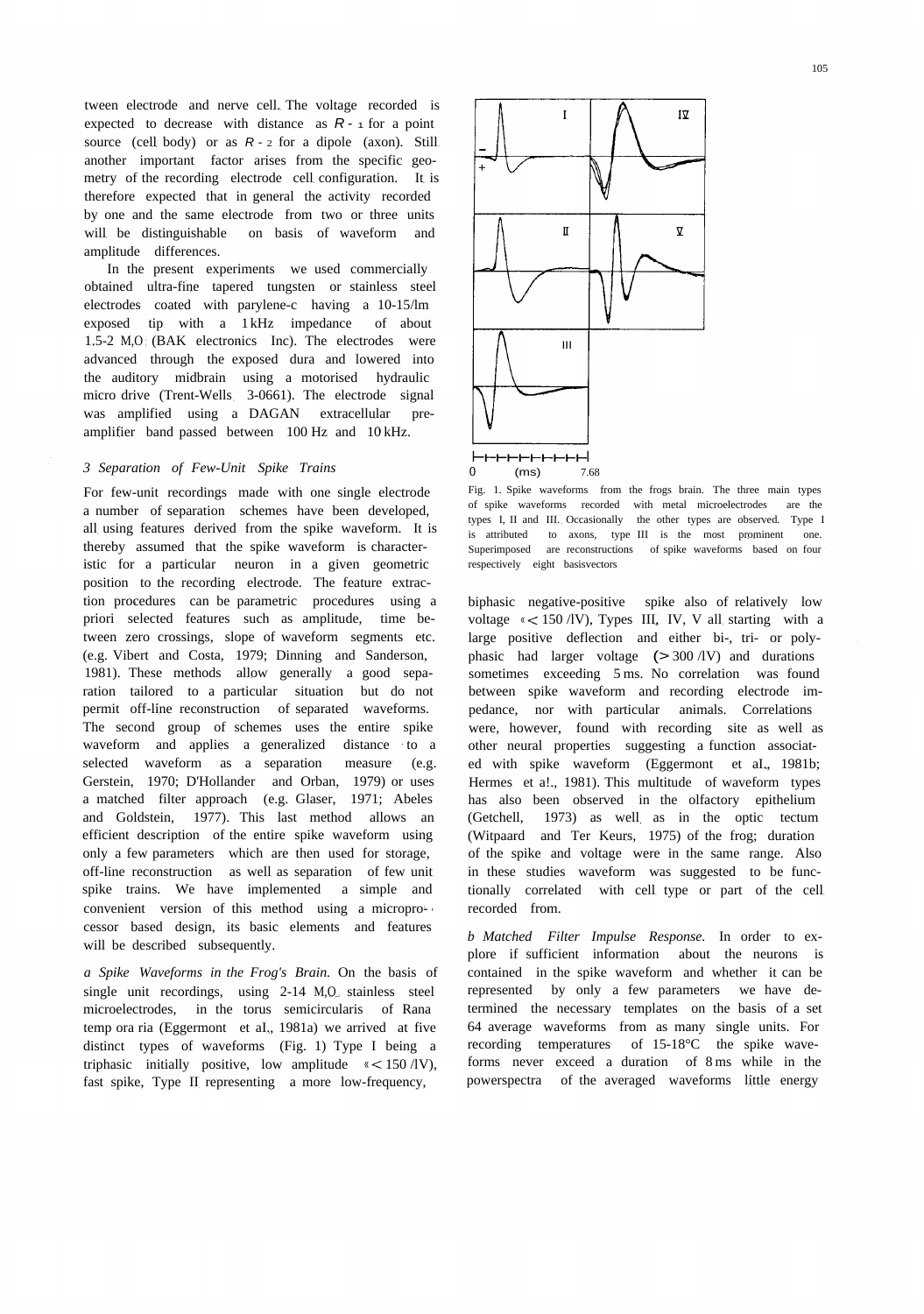tween electrode and nerve cell. The voltage recorded is expected to decrease with distance as $R^{-1}$ for a point source (cell body) or as $R^{-2}$ for a dipole (axon). Still another important factor arises from the specific geometry of the recording electrode cell configuration. It is therefore expected that in general the activity recorded by one and the same electrode from two or three units will be distinguishable on basis of waveform and amplitude differences.

In the present experiments we used commercially obtained ultra-fine tapered tungsten or stainless steel electrodes coated with parylene-c having a 10-15 μm exposed tip with a 1 kHz impedance of about 1.5-2 MΩ (BAK electronics Inc). The electrodes were advanced through the exposed dura and lowered into the auditory midbrain using a motorised hydraulic micro drive (Trent-Wells, 3-0661). The electrode signal was amplified using a DAGAN extracellular preamplifier band passed between 100 Hz and 10 kHz.

### 3 Separation of Few-Unit Spike Trains

For few-unit recordings made with one single electrode a number of separation schemes have been developed, all using features derived from the spike waveform. It is thereby assumed that the spike waveform is characteristic for a particular neuron in a given geometric position to the recording electrode. The feature extraction procedures can be parametric procedures using a priori selected features such as amplitude, time between zero crossings, slope of waveform segments etc. (e.g. Vibert and Costa, 1979; Dinning and Sanderson, 1981). These methods allow generally a good separation tailored to a particular situation but do not permit off-line reconstruction of separated waveforms. The second group of schemes uses the entire spike waveform and applies a generalized distance to a selected waveform as a separation measure (e.g. Gerstein, 1970; D'Hollander and Orban, 1979) or uses a matched filter approach (e.g. Glaser, 1971; Abeles and Goldstein, 1977). This last method allows an efficient description of the entire spike waveform using only a few parameters which are then used for storage, off-line reconstruction as well as separation of few unit spike trains. We have implemented a simple and convenient version of this method using a microprocessor based design, its basic elements and features will be described subsequently.

*a Spike Waveforms in the Frog's Brain.* On the basis of single unit recordings, using 2-14 MΩ stainless steel microelectrodes, in the torus semicircularis of Rana temporaria (Eggermont et al., 1981a) we arrived at five distinct types of waveforms (Fig. 1) Type I being a triphasic initially positive, low amplitude (< 150 μV), fast spike, Type II representing a more low-frequency, biphasic negative-positive spike also of relatively low voltage (< 150 μV), Types III, IV, V all starting with a large positive deflection and either bi-, tri- or polyphasic had larger voltage (> 300 μV) and durations sometimes exceeding 5 ms. No correlation was found between spike waveform and recording electrode impedance, nor with particular animals. Correlations were, however, found with recording site as well as other neural properties suggesting a function associated with spike waveform (Eggermont et al., 1981b; Hermes et al., 1981). This multitude of waveform types has also been observed in the olfactory epithelium (Getchell, 1973) as well as in the optic tectum (Witpaard and Ter Keurs, 1975) of the frog; duration of the spike and voltage were in the same range. Also in these studies waveform was suggested to be functionally correlated with cell type or part of the cell recorded from.

Fig. 1. Spike waveforms from the frogs brain. The three main types of spike waveforms recorded with metal microelectrodes are the types I, II and III. Occasionally the other types are observed. Type I is attributed to axons, type III is the most prominent one. Superimposed are reconstructions of spike waveforms based on four respectively eight basisvectors

*b Matched Filter Impulse Response.* In order to explore if sufficient information about the neurons is contained in the spike waveform and whether it can be represented by only a few parameters we have determined the necessary templates on the basis of a set 64 average waveforms from as many single units. For recording temperatures of 15-18°C the spike waveforms never exceed a duration of 8 ms while in the powerspectra of the averaged waveforms little energy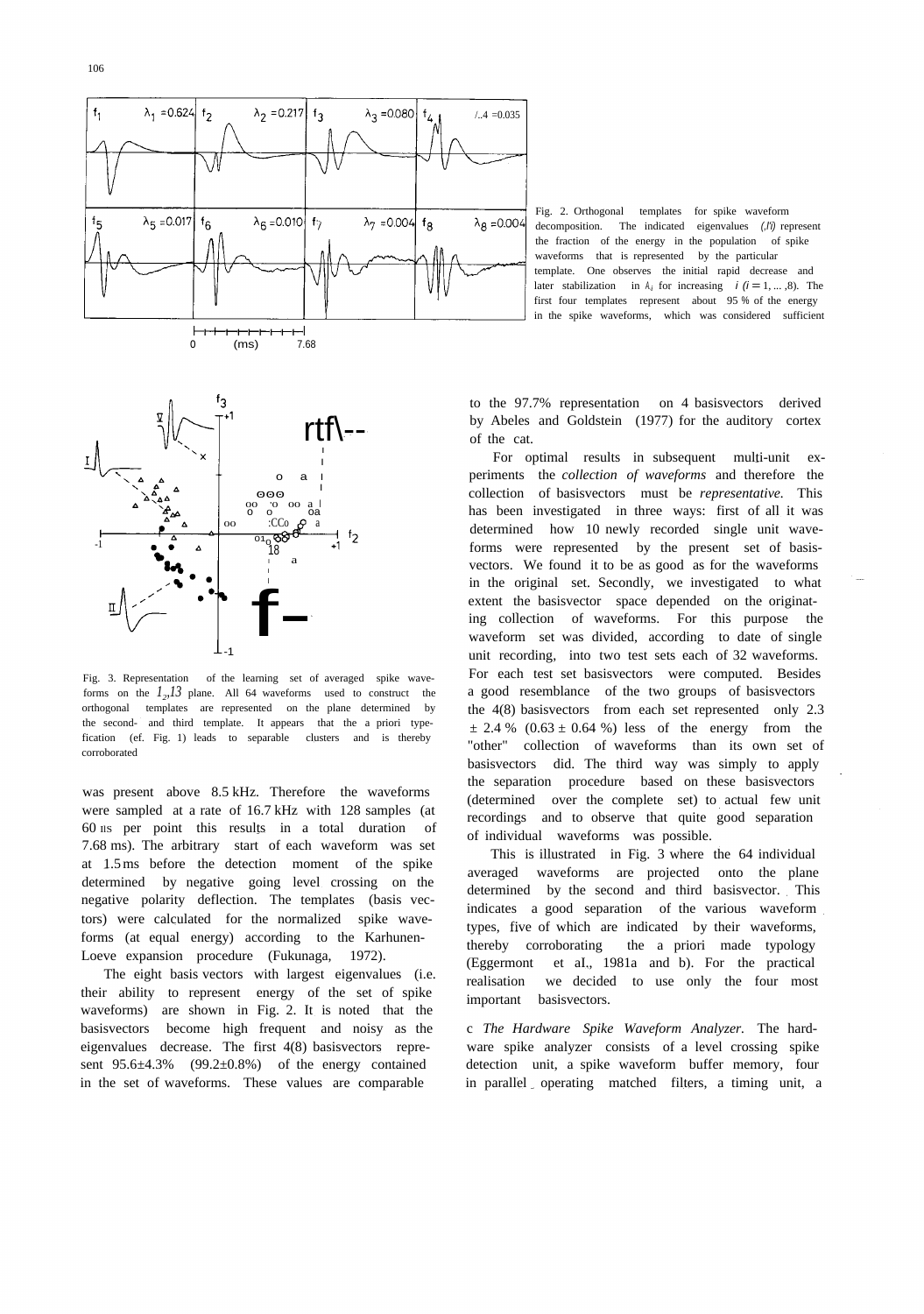Fig. 2. Orthogonal templates for spike waveform decomposition. The indicated eigenvalues ($\lambda_i$) represent the fraction of the energy in the population of spike waveforms that is represented by the particular template. One observes the initial rapid decrease and later stabilization in $\lambda_i$ for increasing $i$ ($i = 1, \ldots, 8$). The first four templates represent about 95 % of the energy in the spike waveforms, which was considered sufficient

Fig. 3. Representation of the learning set of averaged spike waveforms on the $f_2, f_3$ plane. All 64 waveforms used to construct the orthogonal templates are represented on the plane determined by the second- and third template. It appears that the a priori typefication (cf. Fig. 1) leads to separable clusters and is thereby corroborated

was present above 8.5 kHz. Therefore the waveforms were sampled at a rate of 16.7 kHz with 128 samples (at 60 μs per point this results in a total duration of 7.68 ms). The arbitrary start of each waveform was set at 1.5 ms before the detection moment of the spike determined by negative going level crossing on the negative polarity deflection. The templates (basis vectors) were calculated for the normalized spike waveforms (at equal energy) according to the Karhunen-Loeve expansion procedure (Fukunaga, 1972).

The eight basis vectors with largest eigenvalues (i.e. their ability to represent energy of the set of spike waveforms) are shown in Fig. 2. It is noted that the basisvectors become high frequent and noisy as the eigenvalues decrease. The first 4(8) basisvectors represent 95.6±4.3% (99.2±0.8%) of the energy contained in the set of waveforms. These values are comparable to the 97.7% representation on 4 basisvectors derived by Abeles and Goldstein (1977) for the auditory cortex of the cat.

For optimal results in subsequent multi-unit experiments the *collection of waveforms* and therefore the collection of basisvectors must be *representative.* This has been investigated in three ways: first of all it was determined how 10 newly recorded single unit waveforms were represented by the present set of basisvectors. We found it to be as good as for the waveforms in the original set. Secondly, we investigated to what extent the basisvector space depended on the originating collection of waveforms. For this purpose the waveform set was divided, according to date of single unit recording, into two test sets each of 32 waveforms. For each test set basisvectors were computed. Besides a good resemblance of the two groups of basisvectors the 4(8) basisvectors from each set represented only 2.3 ± 2.4 % (0.63 ± 0.64 %) less of the energy from the "other" collection of waveforms than its own set of basisvectors did. The third way was simply to apply the separation procedure based on these basisvectors (determined over the complete set) to actual few unit recordings and to observe that quite good separation of individual waveforms was possible.

This is illustrated in Fig. 3 where the 64 individual averaged waveforms are projected onto the plane determined by the second and third basisvector. This indicates a good separation of the various waveform types, five of which are indicated by their waveforms, thereby corroborating the a priori made typology (Eggermont et al., 1981a and b). For the practical realisation we decided to use only the four most important basisvectors.

c *The Hardware Spike Waveform Analyzer.* The hardware spike analyzer consists of a level crossing spike detection unit, a spike waveform buffer memory, four in parallel operating matched filters, a timing unit, a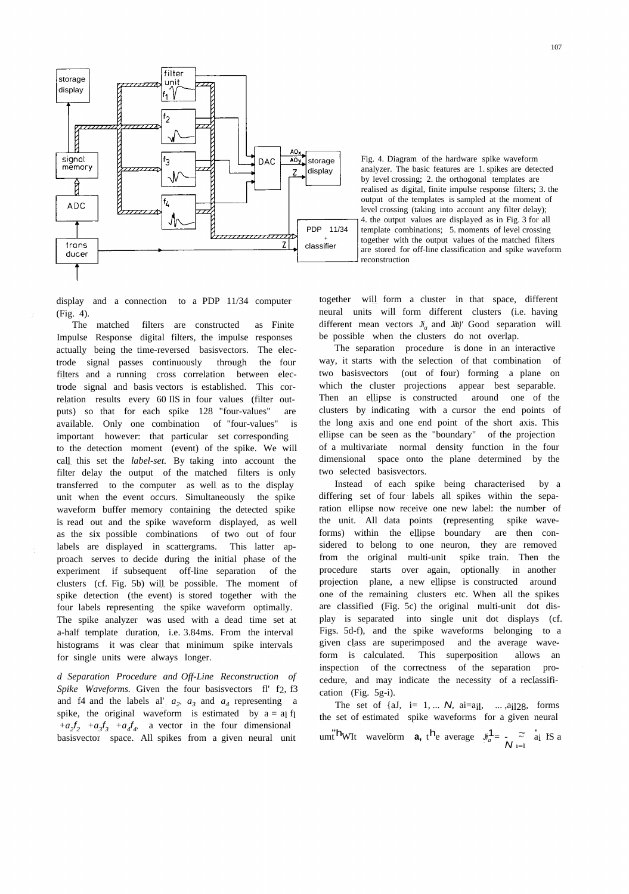Fig. 4. Diagram of the hardware spike waveform analyzer. The basic features are 1. spikes are detected by level crossing; 2. the orthogonal templates are realised as digital, finite impulse response filters; 3. the output of the templates is sampled at the moment of level crossing (taking into account any filter delay); 4. the output values are displayed as in Fig. 3 for all template combinations; 5. moments of level crossing together with the output values of the matched filters are stored for off-line classification and spike waveform reconstruction

display and a connection to a PDP 11/34 computer (Fig. 4).

The matched filters are constructed as Finite Impulse Response digital filters, the impulse responses actually being the time-reversed basisvectors. The electrode signal passes continuously through the four filters and a running cross correlation between electrode signal and basis vectors is established. This correlation results every 60 μs in four values (filter outputs) so that for each spike 128 "four-values" are available. Only one combination of "four-values" is important however: that particular set corresponding to the detection moment (event) of the spike. We will call this set the *label-set*. By taking into account the filter delay the output of the matched filters is only transferred to the computer as well as to the display unit when the event occurs. Simultaneously the spike waveform buffer memory containing the detected spike is read out and the spike waveform displayed, as well as the six possible combinations of two out of four labels are displayed in scattergrams. This latter approach serves to decide during the initial phase of the experiment if subsequent off-line separation of the clusters (cf. Fig. 5b) will be possible. The moment of spike detection (the event) is stored together with the four labels representing the spike waveform optimally. The spike analyzer was used with a dead time set at a-half template duration, i.e. 3.84ms. From the interval histograms it was clear that minimum spike intervals for single units were always longer.

*d Separation Procedure and Off-Line Reconstruction of Spike Waveforms.* Given the four basisvectors $f_1$, $f_2$, $f_3$ and $f_4$ and the labels $a_1$, $a_2$, $a_3$ and $a_4$ representing a spike, the original waveform is estimated by $a = a_1 f_1 + a_2 f_2 + a_3 f_3 + a_4 f_4$, a vector in the four dimensional basisvector space. All spikes from a given neural unit together will form a cluster in that space, different neural units will form different clusters (i.e. having different mean vectors $\bar{a}_a$ and $\bar{a}_b$). Good separation will be possible when the clusters do not overlap.

The separation procedure is done in an interactive way, it starts with the selection of that combination of two basisvectors (out of four) forming a plane on which the cluster projections appear best separable. Then an ellipse is constructed around one of the clusters by indicating with a cursor the end points of the long axis and one end point of the short axis. This ellipse can be seen as the "boundary" of the projection of a multivariate normal density function in the four dimensional space onto the plane determined by the two selected basisvectors.

Instead of each spike being characterised by a differing set of four labels all spikes within the separation ellipse now receive one new label: the number of the unit. All data points (representing spike waveforms) within the ellipse boundary are then considered to belong to one neuron, they are removed from the original multi-unit spike train. Then the procedure starts over again, optionally in another projection plane, a new ellipse is constructed around one of the remaining clusters etc. When all the spikes are classified (Fig. 5c) the original multi-unit dot display is separated into single unit dot displays (cf. Figs. 5d-f), and the spike waveforms belonging to a given class are superimposed and the average waveform is calculated. This superposition allows an inspection of the correctness of the separation procedure, and may indicate the necessity of a reclassification (Fig. 5g-i).

The set of $\{a_i,\ i = 1, \ldots N,\ a_i = a_{i1}, \ldots, a_{i128}\}$, forms the set of estimated spike waveforms for a given neural unit with waveform **a**, the average $\bar{a}_a = \frac{1}{N} \sum_{i=1}^{N} a_i$ is a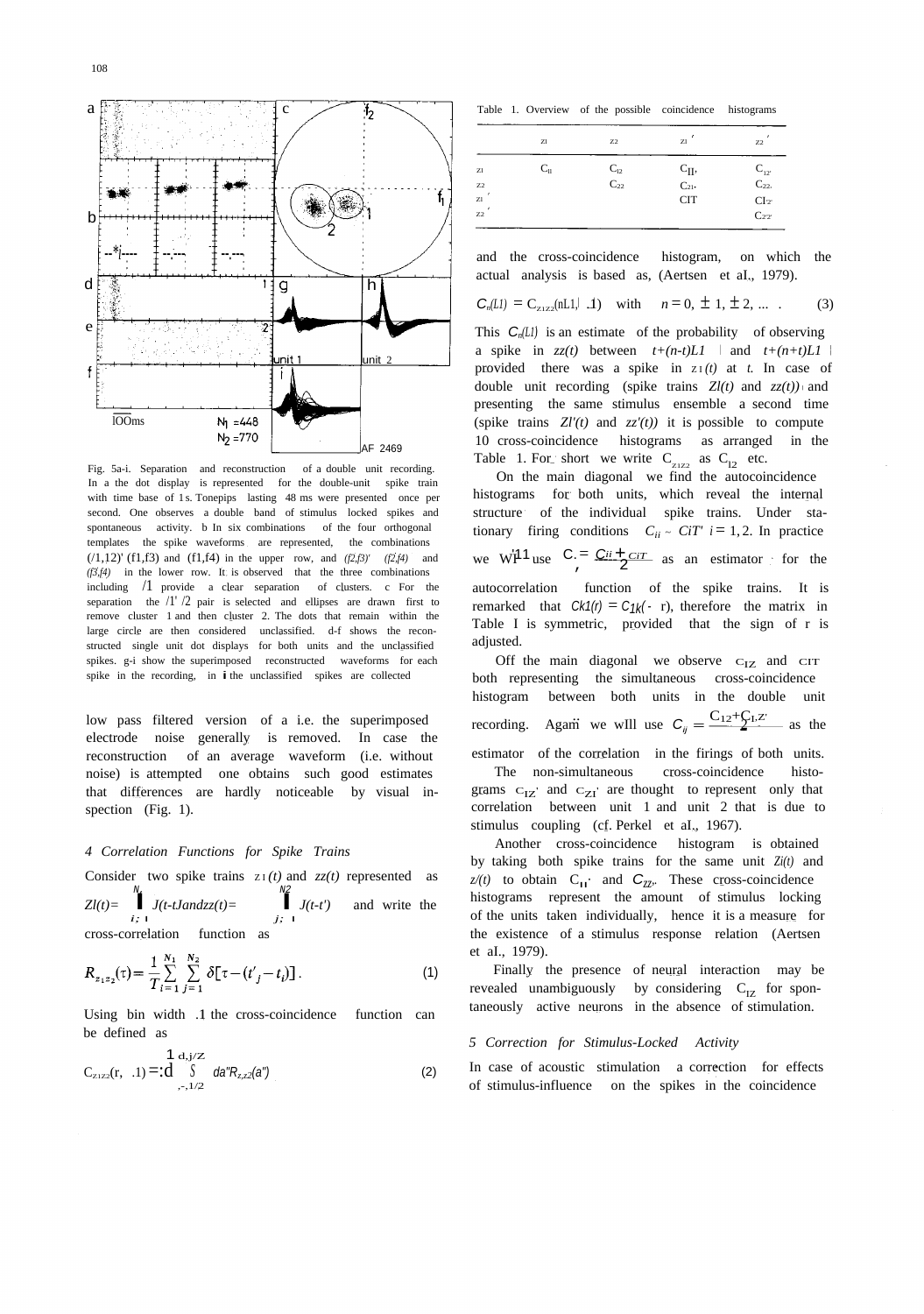Fig. 5a-i. Separation and reconstruction of a double unit recording. In a the dot display is represented for the double-unit spike train with time base of 1 s. Tonepips lasting 48 ms were presented once per second. One observes a double band of stimulus locked spikes and spontaneous activity. b In six combinations of the four orthogonal templates the spike waveforms are represented, the combinations (f1,f2)' (f1,f3) and (f1,f4) in the upper row, and (f2,f3)' (f2,f4) and (f3,f4) in the lower row. It is observed that the three combinations including f1 provide a clear separation of clusters. c For the separation the f1' f2 pair is selected and ellipses are drawn first to remove cluster 1 and then cluster 2. The dots that remain within the large circle are then considered unclassified. d-f shows the reconstructed single unit dot displays for both units and the unclassified spikes. g-i show the superimposed reconstructed waveforms for each spike in the recording, in i the unclassified spikes are collected

low pass filtered version of a i.e. the superimposed electrode noise generally is removed. In case the reconstruction of an average waveform (i.e. without noise) is attempted one obtains such good estimates that differences are hardly noticeable by visual inspection (Fig. 1).

### 4 Correlation Functions for Spike Trains

Consider two spike trains $z_1(t)$ and $z_2(t)$ represented as $z_1(t)=\sum_{i=1}^{N_1}\delta(t-t_i)$ and $z_2(t)=\sum_{j=1}^{N_2}\delta(t-t'_j)$ and write the cross-correlation function as

$$R_{z_1z_2}(\tau)=\frac{1}{T}\sum_{i=1}^{N_1}\sum_{j=1}^{N_2}\delta[\tau-(t'_j-t_i)]\,. \tag{1}$$

Using bin width $\Delta$ the cross-coincidence function can be defined as

$$C_{z_1z_2}(\tau,\Delta)=\int_{\tau-\Delta/2}^{\tau+\Delta/2} d\sigma\, R_{z_1z_2}(\sigma) \tag{2}$$

Table 1. Overview of the possible coincidence histograms

| | $z_1$ | $z_2$ | $z_1'$ | $z_2'$ |
|---|---|---|---|---|
| $z_1$ | $C_{11}$ | $C_{12}$ | $C_{11'}$ | $C_{12'}$ |
| $z_2$ | | $C_{22}$ | $C_{21'}$ | $C_{22'}$ |
| $z_1'$ | | | $C_{1'1'}$ | $C_{1'2'}$ |
| $z_2'$ | | | | $C_{2'2'}$ |

and the cross-coincidence histogram, on which the actual analysis is based as, (Aertsen et al., 1979).

$$C_n(\Delta)=C_{z_1z_2}(n\Delta,\Delta)\quad\text{with}\quad n=0,\pm1,\pm2,\ \dots\ . \tag{3}$$

This $C_n(\Delta)$ is an estimate of the probability of observing a spike in $z_2(t)$ between $t+(n-\frac{1}{2})\Delta$ and $t+(n+\frac{1}{2})\Delta$ provided there was a spike in $z_1(t)$ at $t$. In case of double unit recording (spike trains $z_1(t)$ and $z_2(t)$) and presenting the same stimulus ensemble a second time (spike trains $z_1'(t)$ and $z_2'(t)$) it is possible to compute 10 cross-coincidence histograms as arranged in the Table 1. For short we write $C_{z_1z_2}$ as $C_{12}$ etc.

On the main diagonal we find the autocoincidence histograms for both units, which reveal the internal structure of the individual spike trains. Under stationary firing conditions $C_{ii}\sim C_{i'i'}$ $i=1,2$. In practice we will use $C_i=\frac{C_{ii}+C_{i'i'}}{2}$ as an estimator for the autocorrelation function of the spike trains. It is remarked that $C_{kl}(\tau)=C_{lk}(-\tau)$, therefore the matrix in Table I is symmetric, provided that the sign of $\tau$ is adjusted.

Off the main diagonal we observe $C_{12}$ and $C_{1'2'}$ both representing the simultaneous cross-coincidence histogram between both units in the double unit recording. Again we will use $C_{ij}=\frac{C_{12}+C_{1'2'}}{2}$ as the estimator of the correlation in the firings of both units.

The non-simultaneous cross-coincidence histograms $C_{12'}$ and $C_{21'}$ are thought to represent only that correlation between unit 1 and unit 2 that is due to stimulus coupling (cf. Perkel et al., 1967).

Another cross-coincidence histogram is obtained by taking both spike trains for the same unit $z_i(t)$ and $z_i'(t)$ to obtain $C_{11'}$ and $C_{22'}$. These cross-coincidence histograms represent the amount of stimulus locking of the units taken individually, hence it is a measure for the existence of a stimulus response relation (Aertsen et al., 1979).

Finally the presence of neural interaction may be revealed unambiguously by considering $C_{12}$ for spontaneously active neurons in the absence of stimulation.

### 5 Correction for Stimulus-Locked Activity

In case of acoustic stimulation a correction for effects of stimulus-influence on the spikes in the coincidence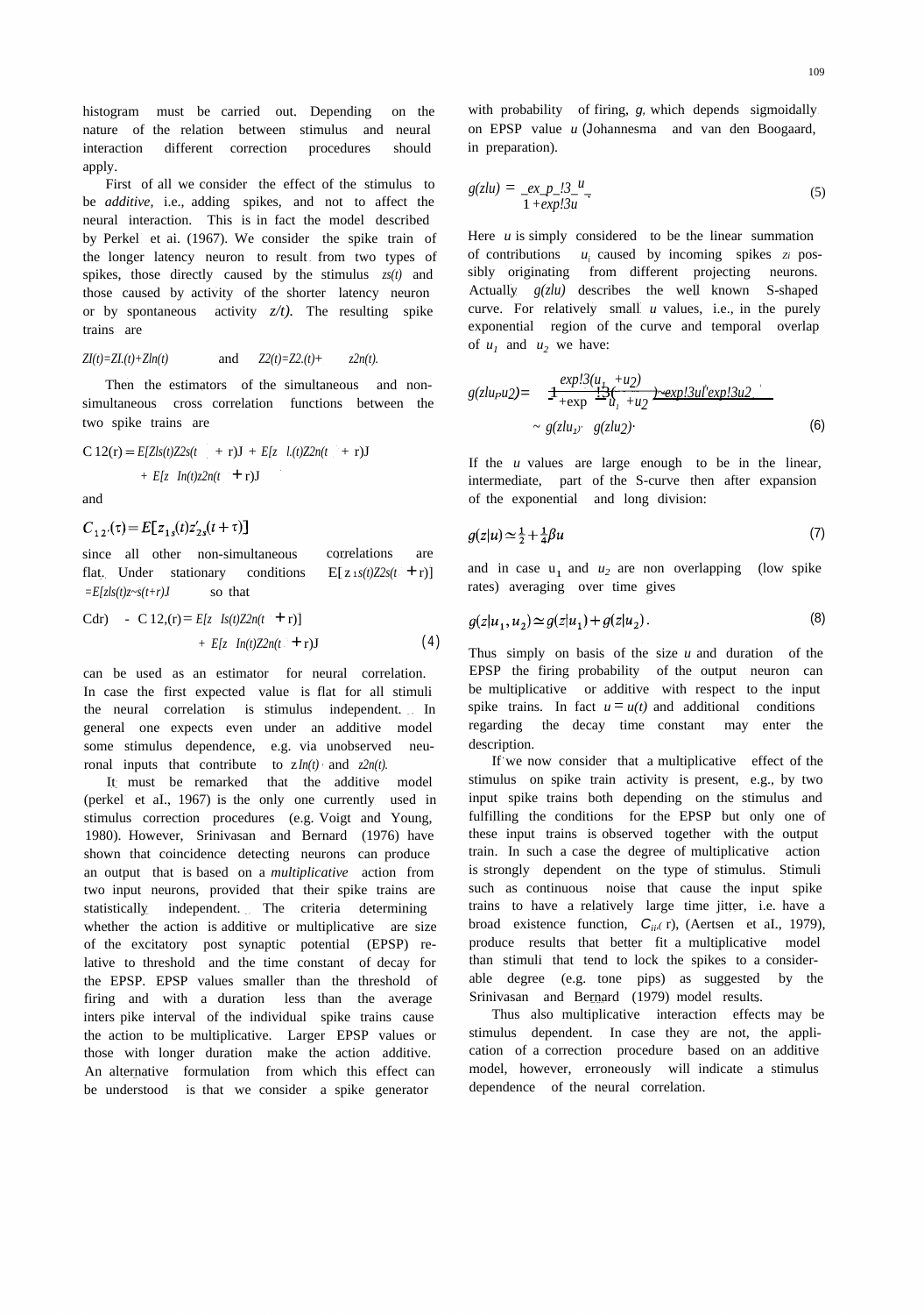histogram must be carried out. Depending on the nature of the relation between stimulus and neural interaction different correction procedures should apply.

First of all we consider the effect of the stimulus to be *additive*, i.e., adding spikes, and not to affect the neural interaction. This is in fact the model described by Perkel et al. (1967). We consider the spike train of the longer latency neuron to result from two types of spikes, those directly caused by the stimulus $z_s(t)$ and those caused by activity of the shorter latency neuron or by spontaneous activity $z_n(t)$. The resulting spike trains are

$$z_1(t)=z_{1s}(t)+z_{1n}(t) \quad \text{and} \quad z_2(t)=z_{2s}(t)+z_{2n}(t).$$

Then the estimators of the simultaneous and non-simultaneous cross correlation functions between the two spike trains are

$$C_{12}(\tau)=E[z_{1s}(t)z_{2s}(t+\tau)]+E[z_{1s}(t)z_{2n}(t+\tau)]$$
$$+E[z_{1n}(t)z_{2n}(t+\tau)]$$

and

$$C_{12'}(\tau)=E[z_{1s}(t)z'_{2s}(t+\tau)]$$

since all other non-simultaneous correlations are flat. Under stationary conditions $E[z_{1s}(t)z_{2s}(t+\tau)]=E[z_{1s}(t)z'_{2s}(t+\tau)]$ so that

$$C_{12}(\tau)-C_{12'}(\tau)=E[z_{1s}(t)z_{2n}(t+\tau)]$$
$$+E[z_{1n}(t)z_{2n}(t+\tau)] \tag{4}$$

can be used as an estimator for neural correlation. In case the first expected value is flat for all stimuli the neural correlation is stimulus independent. In general one expects even under an additive model some stimulus dependence, e.g. via unobserved neuronal inputs that contribute to $z_{1n}(t)$ and $z_{2n}(t)$.

It must be remarked that the additive model (Perkel et al., 1967) is the only one currently used in stimulus correction procedures (e.g. Voigt and Young, 1980). However, Srinivasan and Bernard (1976) have shown that coincidence detecting neurons can produce an output that is based on a *multiplicative* action from two input neurons, provided that their spike trains are statistically independent. The criteria determining whether the action is additive or multiplicative are size of the excitatory post synaptic potential (EPSP) relative to threshold and the time constant of decay for the EPSP. EPSP values smaller than the threshold of firing and with a duration less than the average interspike interval of the individual spike trains cause the action to be multiplicative. Larger EPSP values or those with longer duration make the action additive. An alternative formulation from which this effect can be understood is that we consider a spike generator with probability of firing, $g$, which depends sigmoidally on EPSP value $u$ (Johannesma and van den Boogaard, in preparation).

$$g(z|u)=\frac{\exp\beta u}{1+\exp\beta u} \tag{5}$$

Here $u$ is simply considered to be the linear summation of contributions $u_i$ caused by incoming spikes $z_i$ possibly originating from different projecting neurons. Actually $g(z|u)$ describes the well known S-shaped curve. For relatively small $u$ values, i.e., in the purely exponential region of the curve and temporal overlap of $u_1$ and $u_2$ we have:

$$g(z|u_1u_2)=\frac{\exp\beta(u_1+u_2)}{1+\exp\beta(u_1+u_2)}\simeq\exp\beta u_1\exp\beta u_2$$
$$\simeq g(z|u_1)\cdot g(z|u_2)\cdot \tag{6}$$

If the $u$ values are large enough to be in the linear, intermediate, part of the S-curve then after expansion of the exponential and long division:

$$g(z|u)\simeq\tfrac{1}{2}+\tfrac{1}{4}\beta u \tag{7}$$

and in case $u_1$ and $u_2$ are non overlapping (low spike rates) averaging over time gives

$$g(z|u_1,u_2)\simeq g(z|u_1)+g(z|u_2)\,. \tag{8}$$

Thus simply on basis of the size $u$ and duration of the EPSP the firing probability of the output neuron can be multiplicative or additive with respect to the input spike trains. In fact $u=u(t)$ and additional conditions regarding the decay time constant may enter the description.

If we now consider that a multiplicative effect of the stimulus on spike train activity is present, e.g., by two input spike trains both depending on the stimulus and fulfilling the conditions for the EPSP but only one of these input trains is observed together with the output train. In such a case the degree of multiplicative action is strongly dependent on the type of stimulus. Stimuli such as continuous noise that cause the input spike trains to have a relatively large time jitter, i.e. have a broad existence function, $C_{ii'}(\tau)$, (Aertsen et al., 1979), produce results that better fit a multiplicative model than stimuli that tend to lock the spikes to a considerable degree (e.g. tone pips) as suggested by the Srinivasan and Bernard (1979) model results.

Thus also multiplicative interaction effects may be stimulus dependent. In case they are not, the application of a correction procedure based on an additive model, however, erroneously will indicate a stimulus dependence of the neural correlation.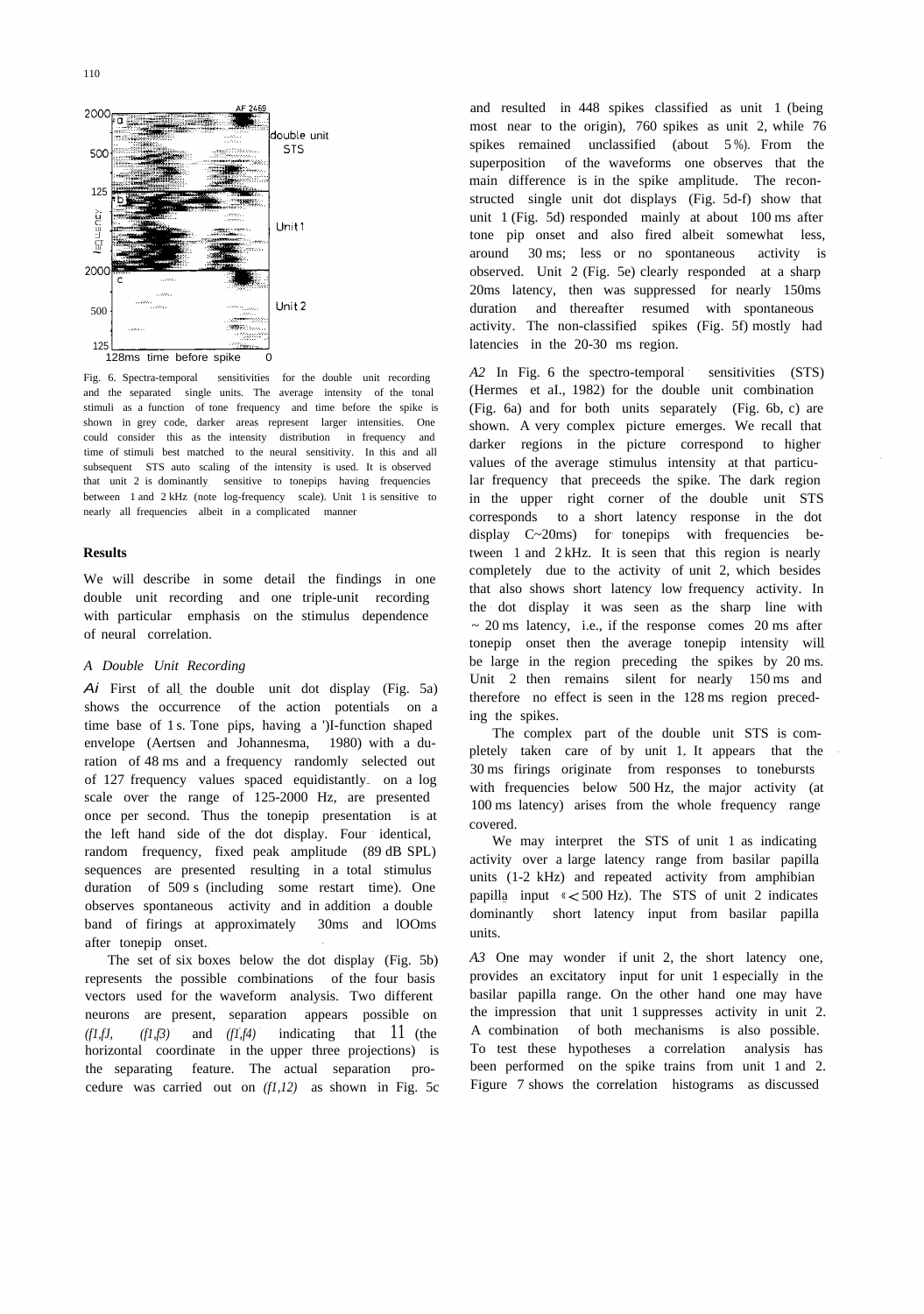Fig. 6. Spectra-temporal sensitivities for the double unit recording and the separated single units. The average intensity of the tonal stimuli as a function of tone frequency and time before the spike is shown in grey code, darker areas represent larger intensities. One could consider this as the intensity distribution in frequency and time of stimuli best matched to the neural sensitivity. In this and all subsequent STS auto scaling of the intensity is used. It is observed that unit 2 is dominantly sensitive to tonepips having frequencies between 1 and 2 kHz (note log-frequency scale). Unit 1 is sensitive to nearly all frequencies albeit in a complicated manner

## Results

We will describe in some detail the findings in one double unit recording and one triple-unit recording with particular emphasis on the stimulus dependence of neural correlation.

### *A Double Unit Recording*

*A1* First of all the double unit dot display (Fig. 5a) shows the occurrence of the action potentials on a time base of 1 s. Tone pips, having a ')I-function shaped envelope (Aertsen and Johannesma, 1980) with a duration of 48 ms and a frequency randomly selected out of 127 frequency values spaced equidistantly on a log scale over the range of 125-2000 Hz, are presented once per second. Thus the tonepip presentation is at the left hand side of the dot display. Four identical, random frequency, fixed peak amplitude (89 dB SPL) sequences are presented resulting in a total stimulus duration of 509 s (including some restart time). One observes spontaneous activity and in addition a double band of firings at approximately 30ms and 100ms after tonepip onset.

The set of six boxes below the dot display (Fig. 5b) represents the possible combinations of the four basis vectors used for the waveform analysis. Two different neurons are present, separation appears possible on *(f1,fJ,* *(f1,f3)* and *(f1,f4)* indicating that 11 (the horizontal coordinate in the upper three projections) is the separating feature. The actual separation procedure was carried out on *(f1,12)* as shown in Fig. 5c and resulted in 448 spikes classified as unit 1 (being most near to the origin), 760 spikes as unit 2, while 76 spikes remained unclassified (about 5 %). From the superposition of the waveforms one observes that the main difference is in the spike amplitude. The reconstructed single unit dot displays (Fig. 5d-f) show that unit 1 (Fig. 5d) responded mainly at about 100 ms after tone pip onset and also fired albeit somewhat less, around 30 ms; less or no spontaneous activity is observed. Unit 2 (Fig. 5e) clearly responded at a sharp 20ms latency, then was suppressed for nearly 150ms duration and thereafter resumed with spontaneous activity. The non-classified spikes (Fig. 5f) mostly had latencies in the 20-30 ms region.

*A2* In Fig. 6 the spectro-temporal sensitivities (STS) (Hermes et al., 1982) for the double unit combination (Fig. 6a) and for both units separately (Fig. 6b, c) are shown. A very complex picture emerges. We recall that darker regions in the picture correspond to higher values of the average stimulus intensity at that particular frequency that preceeds the spike. The dark region in the upper right corner of the double unit STS corresponds to a short latency response in the dot display C~20ms) for tonepips with frequencies between 1 and 2 kHz. It is seen that this region is nearly completely due to the activity of unit 2, which besides that also shows short latency low frequency activity. In the dot display it was seen as the sharp line with ~ 20 ms latency, i.e., if the response comes 20 ms after tonepip onset then the average tonepip intensity will be large in the region preceding the spikes by 20 ms. Unit 2 then remains silent for nearly 150 ms and therefore no effect is seen in the 128 ms region preceding the spikes.

The complex part of the double unit STS is completely taken care of by unit 1. It appears that the 30 ms firings originate from responses to tonebursts with frequencies below 500 Hz, the major activity (at 100 ms latency) arises from the whole frequency range covered.

We may interpret the STS of unit 1 as indicating activity over a large latency range from basilar papilla units (1-2 kHz) and repeated activity from amphibian papilla input («< 500 Hz). The STS of unit 2 indicates dominantly short latency input from basilar papilla units.

*A3* One may wonder if unit 2, the short latency one, provides an excitatory input for unit 1 especially in the basilar papilla range. On the other hand one may have the impression that unit 1 suppresses activity in unit 2. A combination of both mechanisms is also possible. To test these hypotheses a correlation analysis has been performed on the spike trains from unit 1 and 2. Figure 7 shows the correlation histograms as discussed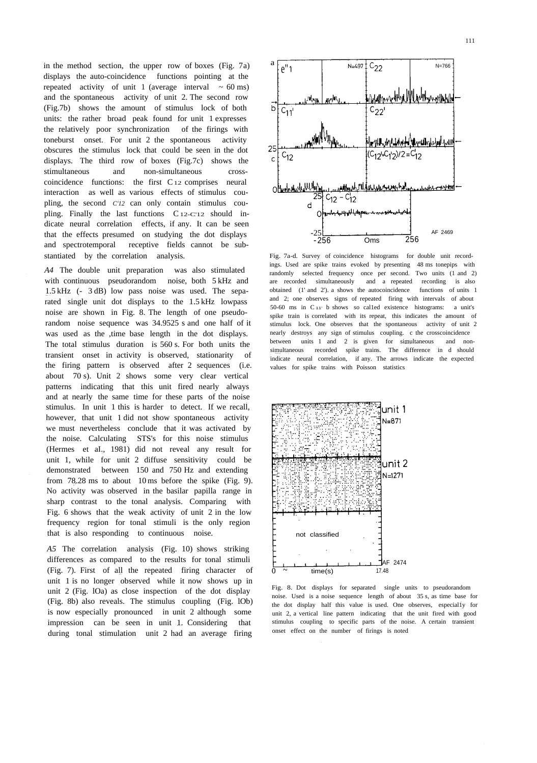in the method section, the upper row of boxes (Fig. 7a) displays the auto-coincidence functions pointing at the repeated activity of unit 1 (average interval ~ 60 ms) and the spontaneous activity of unit 2. The second row (Fig.7b) shows the amount of stimulus lock of both units: the rather broad peak found for unit 1 expresses the relatively poor synchronization of the firings with toneburst onset. For unit 2 the spontaneous activity obscures the stimulus lock that could be seen in the dot displays. The third row of boxes (Fig.7c) shows the stimultaneous and non-simultaneous cross-coincidence functions: the first $C_{12}$ comprises neural interaction as well as various effects of stimulus coupling, the second $C'_{12}$ can only contain stimulus coupling. Finally the last functions $C_{12}$-$C'_{12}$ should indicate neural correlation effects, if any. It can be seen that the effects presumed on studying the dot displays and spectrotemporal receptive fields cannot be substantiated by the correlation analysis.

*A4* The double unit preparation was also stimulated with continuous pseudorandom noise, both 5 kHz and 1.5 kHz (- 3 dB) low pass noise was used. The separated single unit dot displays to the 1.5 kHz lowpass noise are shown in Fig. 8. The length of one pseudorandom noise sequence was 34.9525 s and one half of it was used as the time base length in the dot displays. The total stimulus duration is 560 s. For both units the transient onset in activity is observed, stationarity of the firing pattern is observed after 2 sequences (i.e. about 70 s). Unit 2 shows some very clear vertical patterns indicating that this unit fired nearly always and at nearly the same time for these parts of the noise stimulus. In unit 1 this is harder to detect. If we recall, however, that unit 1 did not show spontaneous activity we must nevertheless conclude that it was activated by the noise. Calculating STS's for this noise stimulus (Hermes et al., 1981) did not reveal any result for unit 1, while for unit 2 diffuse sensitivity could be demonstrated between 150 and 750 Hz and extending from 78.28 ms to about 10 ms before the spike (Fig. 9). No activity was observed in the basilar papilla range in sharp contrast to the tonal analysis. Comparing with Fig. 6 shows that the weak activity of unit 2 in the low frequency region for tonal stimuli is the only region that is also responding to continuous noise.

*A5* The correlation analysis (Fig. 10) shows striking differences as compared to the results for tonal stimuli (Fig. 7). First of all the repeated firing character of unit 1 is no longer observed while it now shows up in unit 2 (Fig. 10a) as close inspection of the dot display (Fig. 8b) also reveals. The stimulus coupling (Fig. 10b) is now especially pronounced in unit 2 although some impression can be seen in unit 1. Considering that during tonal stimulation unit 2 had an average firing

Fig. 7a-d. Survey of coincidence histograms for double unit recordings. Used are spike trains evoked by presenting 48 ms tonepips with randomly selected frequency once per second. Two units (1 and 2) are recorded simultaneously and a repeated recording is also obtained (1' and 2'). a shows the autocoincidence functions of units 1 and 2; one observes signs of repeated firing with intervals of about 50-60 ms in $C_{11'}$ b shows so called existence histograms: a unit's spike train is correlated with its repeat, this indicates the amount of stimulus lock. One observes that the spontaneous activity of unit 2 nearly destroys any sign of stimulus coupling. c the crosscoincidence between units 1 and 2 is given for simultaneous and non-simultaneous recorded spike trains. The difference in d should indicate neural correlation, if any. The arrows indicate the expected values for spike trains with Poisson statistics

Fig. 8. Dot displays for separated single units to pseudorandom noise. Used is a noise sequence length of about 35 s, as time base for the dot display half this value is used. One observes, especially for unit 2, a vertical line pattern indicating that the unit fired with good stimulus coupling to specific parts of the noise. A certain transient onset effect on the number of firings is noted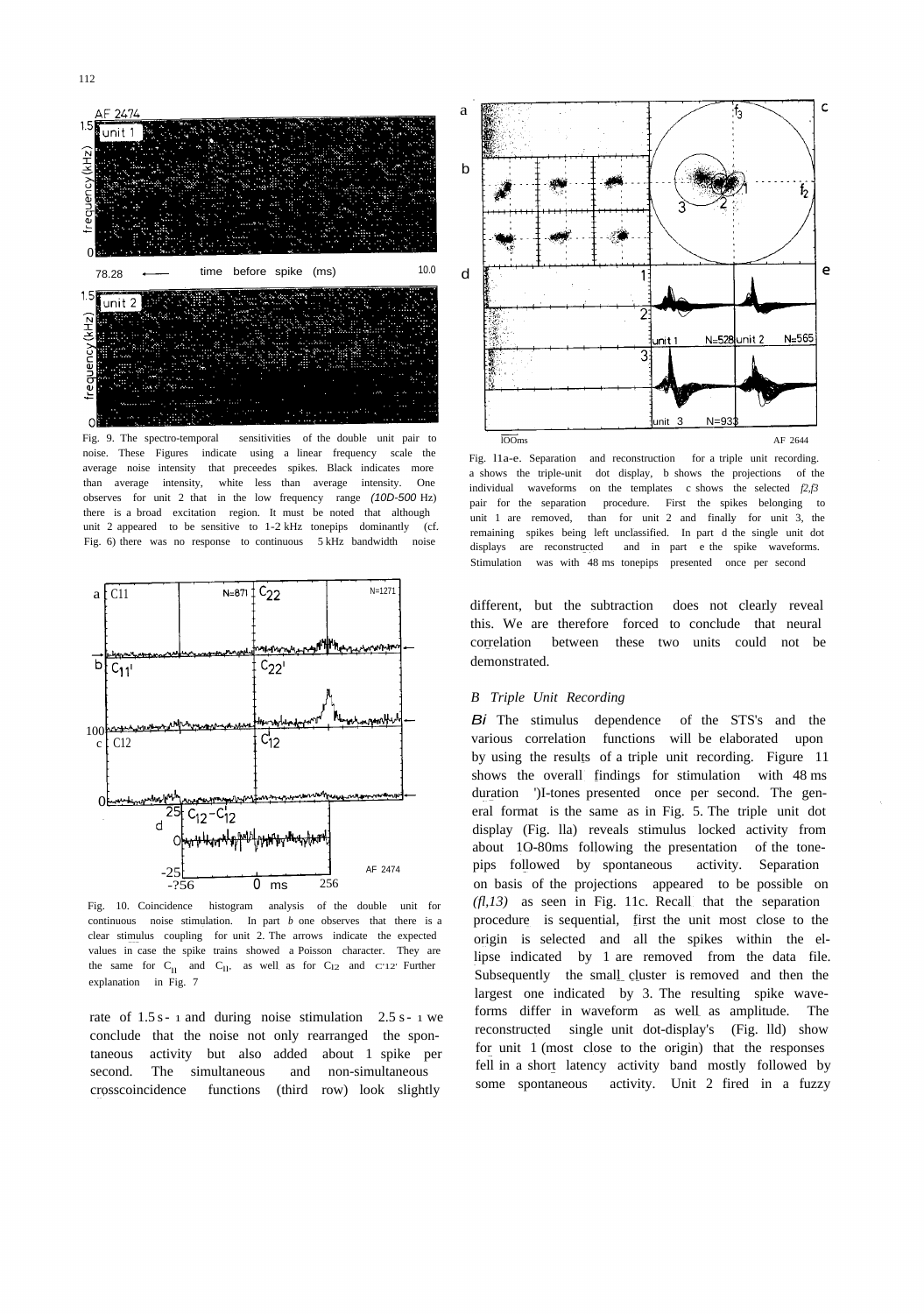Fig. 9. The spectro-temporal sensitivities of the double unit pair to noise. These Figures indicate using a linear frequency scale the average noise intensity that preceedes spikes. Black indicates more than average intensity, white less than average intensity. One observes for unit 2 that in the low frequency range *(10D-500* Hz) there is a broad excitation region. It must be noted that although unit 2 appeared to be sensitive to 1-2 kHz tonepips dominantly (cf. Fig. 6) there was no response to continuous 5 kHz bandwidth noise

Fig. 10. Coincidence histogram analysis of the double unit for continuous noise stimulation. In part *b* one observes that there is a clear stimulus coupling for unit 2. The arrows indicate the expected values in case the spike trains showed a Poisson character. They are the same for $C_{11}$ and $C_{11'}$ as well as for $C_{12}$ and $C_{1'2'}$. Further explanation in Fig. 7

rate of $1.5\,s^{-1}$ and during noise stimulation $2.5\,s^{-1}$ we conclude that the noise not only rearranged the spontaneous activity but also added about 1 spike per second. The simultaneous and non-simultaneous crosscoincidence functions (third row) look slightly different, but the subtraction does not clearly reveal this. We are therefore forced to conclude that neural correlation between these two units could not be demonstrated.

Fig. 11a-e. Separation and reconstruction for a triple unit recording. a shows the triple-unit dot display, b shows the projections of the individual waveforms on the templates c shows the selected $f_2,f_3$ pair for the separation procedure. First the spikes belonging to unit 1 are removed, than for unit 2 and finally for unit 3, the remaining spikes being left unclassified. In part d the single unit dot displays are reconstructed and in part e the spike waveforms. Stimulation was with 48 ms tonepips presented once per second

### *B Triple Unit Recording*

*Bi* The stimulus dependence of the STS's and the various correlation functions will be elaborated upon by using the results of a triple unit recording. Figure 11 shows the overall findings for stimulation with 48 ms duration ')I-tones presented once per second. The general format is the same as in Fig. 5. The triple unit dot display (Fig. 11a) reveals stimulus locked activity from about 10-80ms following the presentation of the tonepips followed by spontaneous activity. Separation on basis of the projections appeared to be possible on *(f1,13)* as seen in Fig. 11c. Recall that the separation procedure is sequential, first the unit most close to the origin is selected and all the spikes within the ellipse indicated by 1 are removed from the data file. Subsequently the small cluster is removed and then the largest one indicated by 3. The resulting spike waveforms differ in waveform as well as amplitude. The reconstructed single unit dot-display's (Fig. 11d) show for unit 1 (most close to the origin) that the responses fell in a short latency activity band mostly followed by some spontaneous activity. Unit 2 fired in a fuzzy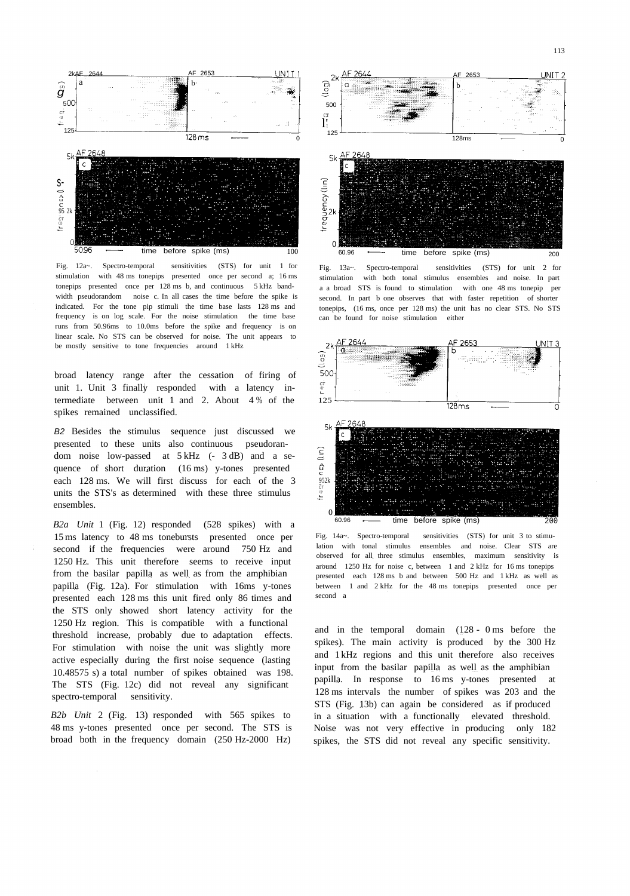Fig. 12a~. Spectro-temporal sensitivities (STS) for unit 1 for stimulation with 48 ms tonepips presented once per second a; 16 ms tonepips presented once per 128 ms b, and continuous 5 kHz bandwidth pseudorandom noise c. In all cases the time before the spike is indicated. For the tone pip stimuli the time base lasts 128 ms and frequency is on log scale. For the noise stimulation the time base runs from 50.96ms to 10.0ms before the spike and frequency is on linear scale. No STS can be observed for noise. The unit appears to be mostly sensitive to tone frequencies around 1 kHz

broad latency range after the cessation of firing of unit 1. Unit 3 finally responded with a latency intermediate between unit 1 and 2. About 4 % of the spikes remained unclassified.

*B2* Besides the stimulus sequence just discussed we presented to these units also continuous pseudorandom noise low-passed at 5 kHz (- 3 dB) and a sequence of short duration (16 ms) y-tones presented each 128 ms. We will first discuss for each of the 3 units the STS's as determined with these three stimulus ensembles.

*B2a Unit* 1 (Fig. 12) responded (528 spikes) with a 15 ms latency to 48 ms tonebursts presented once per second if the frequencies were around 750 Hz and 1250 Hz. This unit therefore seems to receive input from the basilar papilla as well as from the amphibian papilla (Fig. 12a). For stimulation with 16ms y-tones presented each 128 ms this unit fired only 86 times and the STS only showed short latency activity for the 1250 Hz region. This is compatible with a functional threshold increase, probably due to adaptation effects. For stimulation with noise the unit was slightly more active especially during the first noise sequence (lasting 10.48575 s) a total number of spikes obtained was 198. The STS (Fig. 12c) did not reveal any significant spectro-temporal sensitivity.

*B2b Unit* 2 (Fig. 13) responded with 565 spikes to 48 ms y-tones presented once per second. The STS is broad both in the frequency domain (250 Hz-2000 Hz) and in the temporal domain (128 - 0 ms before the spikes). The main activity is produced by the 300 Hz and 1 kHz regions and this unit therefore also receives input from the basilar papilla as well as the amphibian papilla. In response to 16 ms y-tones presented at 128 ms intervals the number of spikes was 203 and the STS (Fig. 13b) can again be considered as if produced in a situation with a functionally elevated threshold. Noise was not very effective in producing only 182 spikes, the STS did not reveal any specific sensitivity.

Fig. 13a~. Spectro-temporal sensitivities (STS) for unit 2 for stimulation with both tonal stimulus ensembles and noise. In part a a broad STS is found to stimulation with one 48 ms tonepip per second. In part b one observes that with faster repetition of shorter tonepips, (16 ms, once per 128 ms) the unit has no clear STS. No STS can be found for noise stimulation either

Fig. 14a~. Spectro-temporal sensitivities (STS) for unit 3 to stimulation with tonal stimulus ensembles and noise. Clear STS are observed for all three stimulus ensembles, maximum sensitivity is around 1250 Hz for noise c, between 1 and 2 kHz for 16 ms tonepips presented each 128 ms b and between 500 Hz and 1 kHz as well as between 1 and 2 kHz for the 48 ms tonepips presented once per second a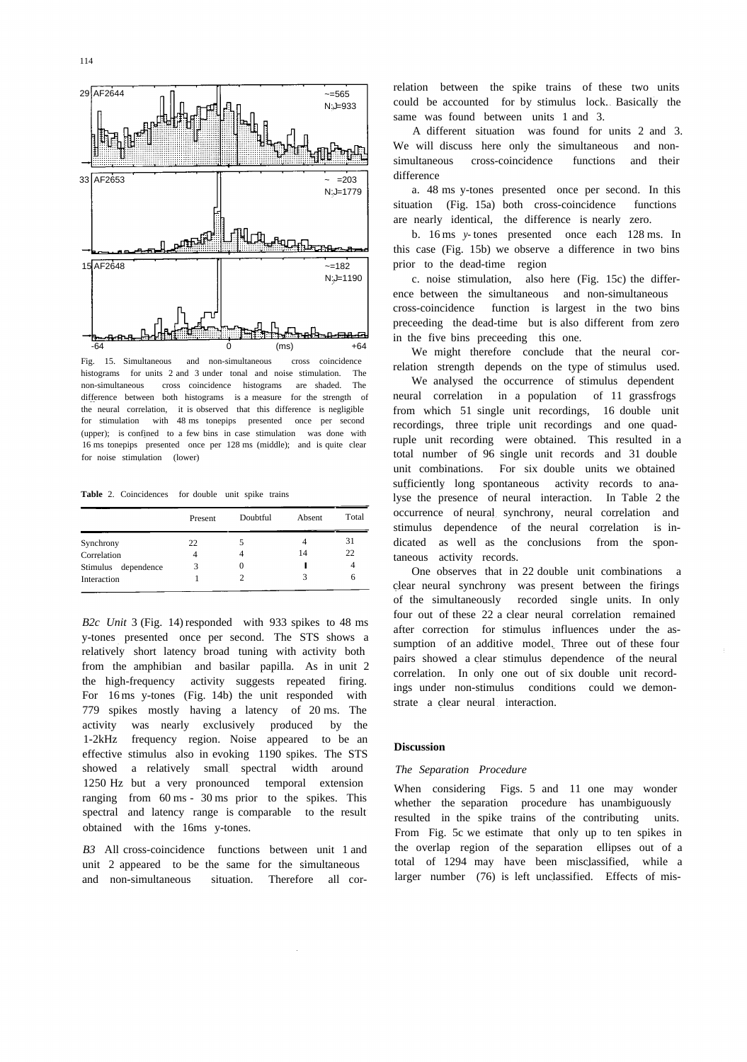29 AF2644 ~=565 N;J=933

33 AF2653 ~ =203 N;J=1779

15 AF2648 ~=182 N;J=1190

-64 0 (ms) +64

Fig. 15. Simultaneous and non-simultaneous cross coincidence histograms for units 2 and 3 under tonal and noise stimulation. The non-simultaneous cross coincidence histograms are shaded. The difference between both histograms is a measure for the strength of the neural correlation, it is observed that this difference is negligible for stimulation with 48 ms tonepips presented once per second (upper); is confined to a few bins in case stimulation was done with 16 ms tonepips presented once per 128 ms (middle); and is quite clear for noise stimulation (lower)

**Table** 2. Coincidences for double unit spike trains

| | Present | Doubtful | Absent | Total |
|---|---|---|---|---|
| Synchrony | 22 | 5 | 4 | 31 |
| Correlation | 4 | 4 | 14 | 22 |
| Stimulus dependence | 3 | 0 | 1 | 4 |
| Interaction | 1 | 2 | 3 | 6 |

*B2c Unit* 3 (Fig. 14) responded with 933 spikes to 48 ms y-tones presented once per second. The STS shows a relatively short latency broad tuning with activity both from the amphibian and basilar papilla. As in unit 2 the high-frequency activity suggests repeated firing. For 16 ms y-tones (Fig. 14b) the unit responded with 779 spikes mostly having a latency of 20 ms. The activity was nearly exclusively produced by the 1-2kHz frequency region. Noise appeared to be an effective stimulus also in evoking 1190 spikes. The STS showed a relatively small spectral width around 1250 Hz but a very pronounced temporal extension ranging from 60 ms - 30 ms prior to the spikes. This spectral and latency range is comparable to the result obtained with the 16ms y-tones.

*B3* All cross-coincidence functions between unit 1 and unit 2 appeared to be the same for the simultaneous and non-simultaneous situation. Therefore all correlation between the spike trains of these two units could be accounted for by stimulus lock. Basically the same was found between units 1 and 3.

A different situation was found for units 2 and 3. We will discuss here only the simultaneous and non-simultaneous cross-coincidence functions and their difference

a. 48 ms y-tones presented once per second. In this situation (Fig. 15a) both cross-coincidence functions are nearly identical, the difference is nearly zero.

b. 16 ms *y*-tones presented once each 128 ms. In this case (Fig. 15b) we observe a difference in two bins prior to the dead-time region

c. noise stimulation, also here (Fig. 15c) the difference between the simultaneous and non-simultaneous cross-coincidence function is largest in the two bins preceeding the dead-time but is also different from zero in the five bins preceeding this one.

We might therefore conclude that the neural correlation strength depends on the type of stimulus used.

We analysed the occurrence of stimulus dependent neural correlation in a population of 11 grassfrogs from which 51 single unit recordings, 16 double unit recordings, three triple unit recordings and one quadruple unit recording were obtained. This resulted in a total number of 96 single unit records and 31 double unit combinations. For six double units we obtained sufficiently long spontaneous activity records to analyse the presence of neural interaction. In Table 2 the occurrence of neural synchrony, neural correlation and stimulus dependence of the neural correlation is indicated as well as the conclusions from the spontaneous activity records.

One observes that in 22 double unit combinations a clear neural synchrony was present between the firings of the simultaneously recorded single units. In only four out of these 22 a clear neural correlation remained after correction for stimulus influences under the assumption of an additive model. Three out of these four pairs showed a clear stimulus dependence of the neural correlation. In only one out of six double unit recordings under non-stimulus conditions could we demonstrate a clear neural interaction.

## Discussion

### *The Separation Procedure*

When considering Figs. 5 and 11 one may wonder whether the separation procedure has unambiguously resulted in the spike trains of the contributing units. From Fig. 5c we estimate that only up to ten spikes in the overlap region of the separation ellipses out of a total of 1294 may have been misclassified, while a larger number (76) is left unclassified. Effects of mis-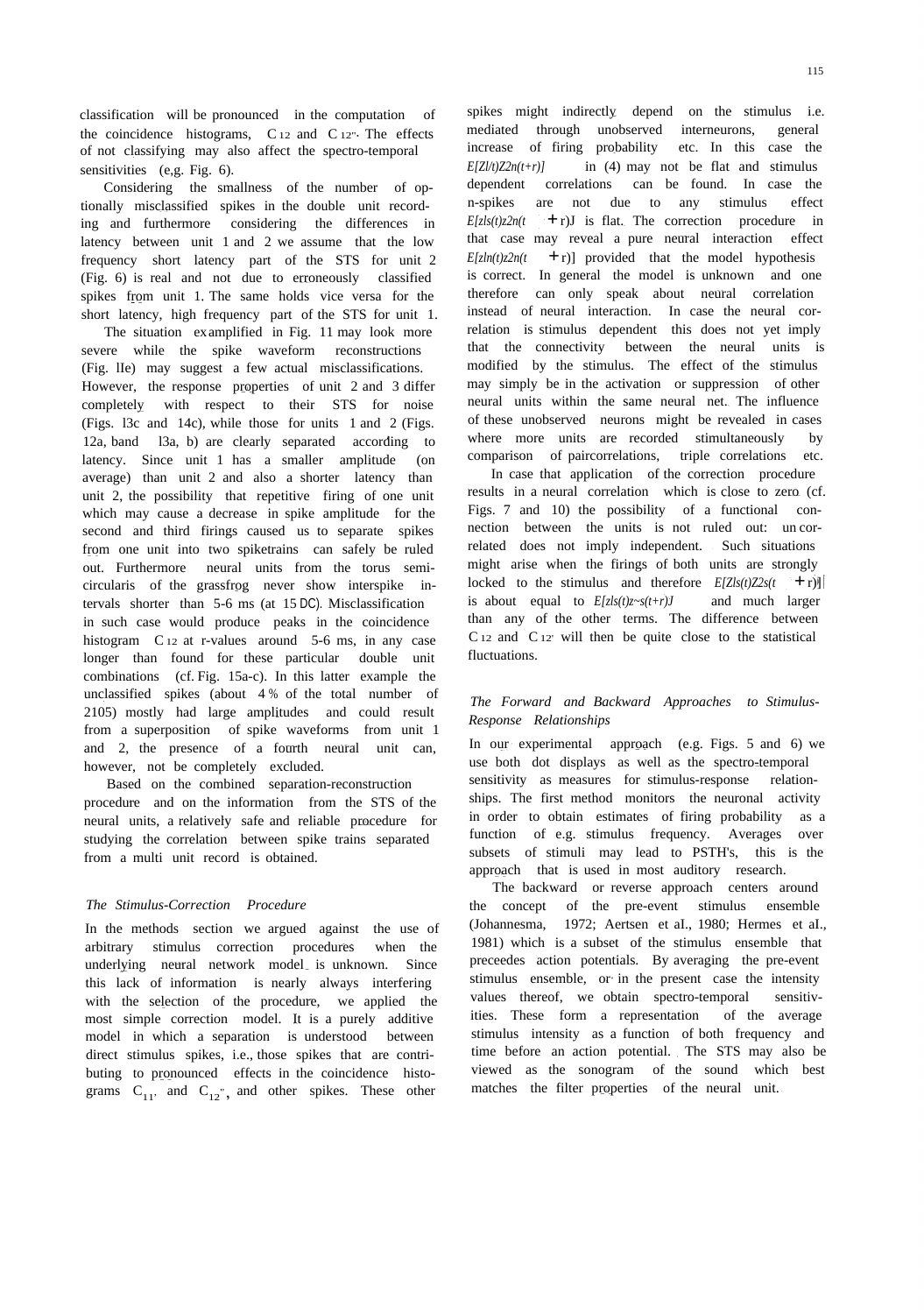classification will be pronounced in the computation of the coincidence histograms, $C_{12}$ and $C_{12''}$. The effects of not classifying may also affect the spectro-temporal sensitivities (e,g. Fig. 6).

Considering the smallness of the number of optionally misclassified spikes in the double unit recording and furthermore considering the differences in latency between unit 1 and 2 we assume that the low frequency short latency part of the STS for unit 2 (Fig. 6) is real and not due to erroneously classified spikes from unit 1. The same holds vice versa for the short latency, high frequency part of the STS for unit 1.

The situation examplified in Fig. 11 may look more severe while the spike waveform reconstructions (Fig. 11e) may suggest a few actual misclassifications. However, the response properties of unit 2 and 3 differ completely with respect to their STS for noise (Figs. 13c and 14c), while those for units 1 and 2 (Figs. 12a, b and 13a, b) are clearly separated according to latency. Since unit 1 has a smaller amplitude (on average) than unit 2 and also a shorter latency than unit 2, the possibility that repetitive firing of one unit which may cause a decrease in spike amplitude for the second and third firings caused us to separate spikes from one unit into two spiketrains can safely be ruled out. Furthermore neural units from the torus semicircularis of the grassfrog never show interspike intervals shorter than 5-6 ms (at 15 DC). Misclassification in such case would produce peaks in the coincidence histogram $C_{12}$ at r-values around 5-6 ms, in any case longer than found for these particular double unit combinations (cf. Fig. 15a-c). In this latter example the unclassified spikes (about 4 % of the total number of 2105) mostly had large amplitudes and could result from a superposition of spike waveforms from unit 1 and 2, the presence of a fourth neural unit can, however, not be completely excluded.

Based on the combined separation-reconstruction procedure and on the information from the STS of the neural units, a relatively safe and reliable procedure for studying the correlation between spike trains separated from a multi unit record is obtained.

### *The Stimulus-Correction Procedure*

In the methods section we argued against the use of arbitrary stimulus correction procedures when the underlying neural network model is unknown. Since this lack of information is nearly always interfering with the selection of the procedure, we applied the most simple correction model. It is a purely additive model in which a separation is understood between direct stimulus spikes, i.e., those spikes that are contributing to pronounced effects in the coincidence histograms $C_{11'}$ and $C_{12''}$, and other spikes. These other spikes might indirectly depend on the stimulus i.e. mediated through unobserved interneurons, general increase of firing probability etc. In this case the $E[z_{1}(t)z_{2n}(t+r)]$ in (4) may not be flat and stimulus dependent correlations can be found. In case the n-spikes are not due to any stimulus effect $E[z_{1s}(t)z_{2n}(t+r)]$ is flat. The correction procedure in that case may reveal a pure neural interaction effect $E[z_{1n}(t)z_{2n}(t+r)]$ provided that the model hypothesis is correct. In general the model is unknown and one therefore can only speak about neural correlation instead of neural interaction. In case the neural correlation is stimulus dependent this does not yet imply that the connectivity between the neural units is modified by the stimulus. The effect of the stimulus may simply be in the activation or suppression of other neural units within the same neural net. The influence of these unobserved neurons might be revealed in cases where more units are recorded stimultaneously by comparison of paircorrelations, triple correlations etc.

In case that application of the correction procedure results in a neural correlation which is close to zero (cf. Figs. 7 and 10) the possibility of a functional connection between the units is not ruled out: uncorrelated does not imply independent. Such situations might arise when the firings of both units are strongly locked to the stimulus and therefore $E[z_{1s}(t)z_{2s}(t+r)]$ is about equal to $E[z_{1s}(t)z_{2s}(t+r)]$ and much larger than any of the other terms. The difference between $C_{12}$ and $C_{12'}$ will then be quite close to the statistical fluctuations.

### *The Forward and Backward Approaches to Stimulus-Response Relationships*

In our experimental approach (e.g. Figs. 5 and 6) we use both dot displays as well as the spectro-temporal sensitivity as measures for stimulus-response relationships. The first method monitors the neuronal activity in order to obtain estimates of firing probability as a function of e.g. stimulus frequency. Averages over subsets of stimuli may lead to PSTH's, this is the approach that is used in most auditory research.

The backward or reverse approach centers around the concept of the pre-event stimulus ensemble (Johannesma, 1972; Aertsen et al., 1980; Hermes et al., 1981) which is a subset of the stimulus ensemble that preceedes action potentials. By averaging the pre-event stimulus ensemble, or in the present case the intensity values thereof, we obtain spectro-temporal sensitivities. These form a representation of the average stimulus intensity as a function of both frequency and time before an action potential. The STS may also be viewed as the sonogram of the sound which best matches the filter properties of the neural unit.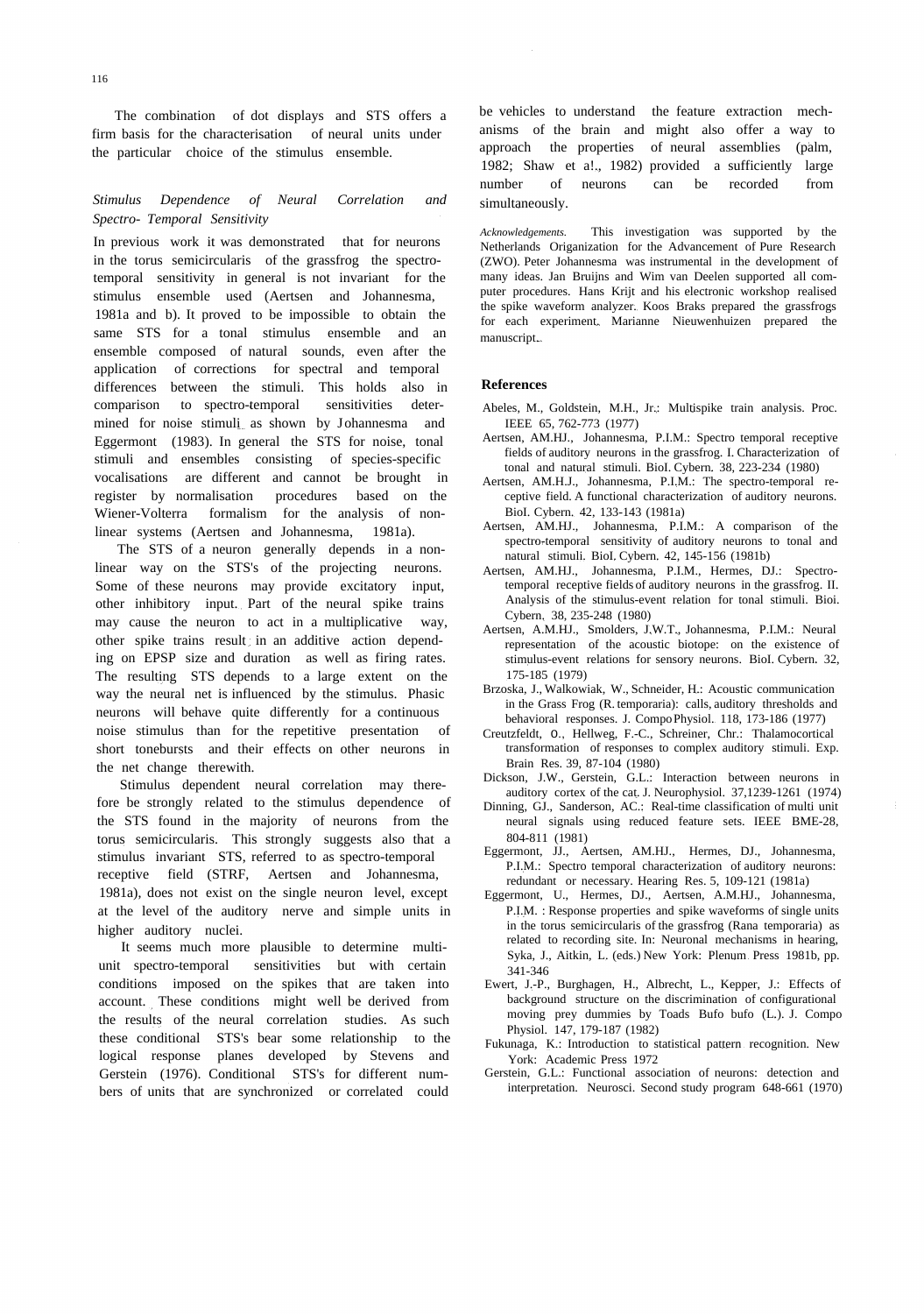The combination of dot displays and STS offers a firm basis for the characterisation of neural units under the particular choice of the stimulus ensemble.

### *Stimulus Dependence of Neural Correlation and Spectro- Temporal Sensitivity*

In previous work it was demonstrated that for neurons in the torus semicircularis of the grassfrog the spectro-temporal sensitivity in general is not invariant for the stimulus ensemble used (Aertsen and Johannesma, 1981a and b). It proved to be impossible to obtain the same STS for a tonal stimulus ensemble and an ensemble composed of natural sounds, even after the application of corrections for spectral and temporal differences between the stimuli. This holds also in comparison to spectro-temporal sensitivities determined for noise stimuli as shown by Johannesma and Eggermont (1983). In general the STS for noise, tonal stimuli and ensembles consisting of species-specific vocalisations are different and cannot be brought in register by normalisation procedures based on the Wiener-Volterra formalism for the analysis of non-linear systems (Aertsen and Johannesma, 1981a).

The STS of a neuron generally depends in a non-linear way on the STS's of the projecting neurons. Some of these neurons may provide excitatory input, other inhibitory input. Part of the neural spike trains may cause the neuron to act in a multiplicative way, other spike trains result in an additive action depending on EPSP size and duration as well as firing rates. The resulting STS depends to a large extent on the way the neural net is influenced by the stimulus. Phasic neurons will behave quite differently for a continuous noise stimulus than for the repetitive presentation of short tonebursts and their effects on other neurons in the net change therewith.

Stimulus dependent neural correlation may therefore be strongly related to the stimulus dependence of the STS found in the majority of neurons from the torus semicircularis. This strongly suggests also that a stimulus invariant STS, referred to as spectro-temporal receptive field (STRF, Aertsen and Johannesma, 1981a), does not exist on the single neuron level, except at the level of the auditory nerve and simple units in higher auditory nuclei.

It seems much more plausible to determine multi-unit spectro-temporal sensitivities but with certain conditions imposed on the spikes that are taken into account. These conditions might well be derived from the results of the neural correlation studies. As such these conditional STS's bear some relationship to the logical response planes developed by Stevens and Gerstein (1976). Conditional STS's for different numbers of units that are synchronized or correlated could be vehicles to understand the feature extraction mechanisms of the brain and might also offer a way to approach the properties of neural assemblies (palm, 1982; Shaw et a!., 1982) provided a sufficiently large number of neurons can be recorded from simultaneously.

*Acknowledgements.* This investigation was supported by the Netherlands Origanization for the Advancement of Pure Research (ZWO). Peter Johannesma was instrumental in the development of many ideas. Jan Bruijns and Wim van Deelen supported all computer procedures. Hans Krijt and his electronic workshop realised the spike waveform analyzer. Koos Braks prepared the grassfrogs for each experiment. Marianne Nieuwenhuizen prepared the manuscript.

## References

Abeles, M., Goldstein, M.H., Jr.: Multispike train analysis. Proc. IEEE 65, 762-773 (1977)

Aertsen, AM.HJ., Johannesma, P.I.M.: Spectro temporal receptive fields of auditory neurons in the grassfrog. I. Characterization of tonal and natural stimuli. Biol. Cybern. 38, 223-234 (1980)

Aertsen, AM.H.J., Johannesma, P.I.M.: The spectro-temporal receptive field. A functional characterization of auditory neurons. Biol. Cybern. 42, 133-143 (1981a)

Aertsen, AM.HJ., Johannesma, P.I.M.: A comparison of the spectro-temporal sensitivity of auditory neurons to tonal and natural stimuli. Biol. Cybern. 42, 145-156 (1981b)

Aertsen, AM.HJ., Johannesma, P.I.M., Hermes, DJ.: Spectro-temporal receptive fields of auditory neurons in the grassfrog. II. Analysis of the stimulus-event relation for tonal stimuli. Bioi. Cybern. 38, 235-248 (1980)

Aertsen, A.M.HJ., Smolders, J.W.T., Johannesma, P.I.M.: Neural representation of the acoustic biotope: on the existence of stimulus-event relations for sensory neurons. Biol. Cybern. 32, 175-185 (1979)

Brzoska, J., Walkowiak, W., Schneider, H.: Acoustic communication in the Grass Frog (R. temporaria): calls, auditory thresholds and behavioral responses. J. Compo Physiol. 118, 173-186 (1977)

Creutzfeldt, O., Hellweg, F.-C., Schreiner, Chr.: Thalamocortical transformation of responses to complex auditory stimuli. Exp. Brain Res. 39, 87-104 (1980)

Dickson, J.W., Gerstein, G.L.: Interaction between neurons in auditory cortex of the cat. J. Neurophysiol. 37,1239-1261 (1974)

Dinning, GJ., Sanderson, AC.: Real-time classification of multi unit neural signals using reduced feature sets. IEEE BME-28, 804-811 (1981)

Eggermont, JJ., Aertsen, AM.HJ., Hermes, DJ., Johannesma, P.I.M.: Spectro temporal characterization of auditory neurons: redundant or necessary. Hearing Res. 5, 109-121 (1981a)

Eggermont, U., Hermes, DJ., Aertsen, A.M.HJ., Johannesma, P.I.M. : Response properties and spike waveforms of single units in the torus semicircularis of the grassfrog (Rana temporaria) as related to recording site. In: Neuronal mechanisms in hearing, Syka, J., Aitkin, L. (eds.) New York: Plenum Press 1981b, pp. 341-346

Ewert, J.-P., Burghagen, H., Albrecht, L., Kepper, J.: Effects of background structure on the discrimination of configurational moving prey dummies by Toads Bufo bufo (L.). J. Compo Physiol. 147, 179-187 (1982)

Fukunaga, K.: Introduction to statistical pattern recognition. New York: Academic Press 1972

Gerstein, G.L.: Functional association of neurons: detection and interpretation. Neurosci. Second study program 648-661 (1970)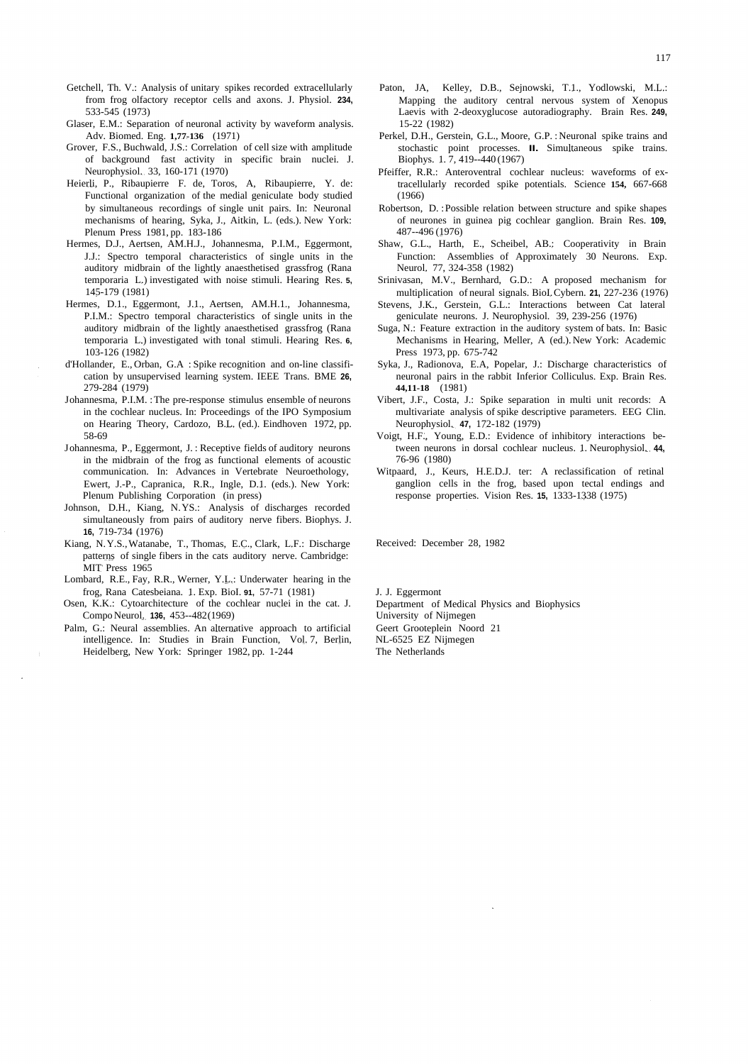Getchell, Th. V.: Analysis of unitary spikes recorded extracellularly from frog olfactory receptor cells and axons. J. Physiol. **234,** 533-545 (1973)

Glaser, E.M.: Separation of neuronal activity by waveform analysis. Adv. Biomed. Eng. **1,77-136** (1971)

Grover, F.S., Buchwald, J.S.: Correlation of cell size with amplitude of background fast activity in specific brain nuclei. J. Neurophysiol. 33, 160-171 (1970)

Heierli, P., Ribaupierre F. de, Toros, A, Ribaupierre, Y. de: Functional organization of the medial geniculate body studied by simultaneous recordings of single unit pairs. In: Neuronal mechanisms of hearing, Syka, J., Aitkin, L. (eds.). New York: Plenum Press 1981, pp. 183-186

Hermes, D.J., Aertsen, AM.H.J., Johannesma, P.I.M., Eggermont, J.J.: Spectro temporal characteristics of single units in the auditory midbrain of the lightly anaesthetised grassfrog (Rana temporaria L.) investigated with noise stimuli. Hearing Res. **5,** 145-179 (1981)

Hermes, D.1., Eggermont, J.1., Aertsen, AM.H.1., Johannesma, P.I.M.: Spectro temporal characteristics of single units in the auditory midbrain of the lightly anaesthetised grassfrog (Rana temporaria L.) investigated with tonal stimuli. Hearing Res. **6,** 103-126 (1982)

d'Hollander, E., Orban, G.A : Spike recognition and on-line classification by unsupervised learning system. IEEE Trans. BME **26,** 279-284 (1979)

Johannesma, P.I.M. : The pre-response stimulus ensemble of neurons in the cochlear nucleus. In: Proceedings of the IPO Symposium on Hearing Theory, Cardozo, B.L. (ed.). Eindhoven 1972, pp. 58-69

Johannesma, P., Eggermont, J. : Receptive fields of auditory neurons in the midbrain of the frog as functional elements of acoustic communication. In: Advances in Vertebrate Neuroethology, Ewert, J.-P., Capranica, R.R., Ingle, D.1. (eds.). New York: Plenum Publishing Corporation (in press)

Johnson, D.H., Kiang, N.YS.: Analysis of discharges recorded simultaneously from pairs of auditory nerve fibers. Biophys. J. **16,** 719-734 (1976)

Kiang, N.Y.S., Watanabe, T., Thomas, E.C., Clark, L.F.: Discharge patterns of single fibers in the cats auditory nerve. Cambridge: MIT Press 1965

Lombard, R.E., Fay, R.R., Werner, Y.L.: Underwater hearing in the frog, Rana Catesbeiana. 1. Exp. Biol. **91,** 57-71 (1981)

Osen, K.K.: Cytoarchitecture of the cochlear nuclei in the cat. J. Compo Neurol. **136,** 453--482 (1969)

Palm, G.: Neural assemblies. An alternative approach to artificial intelligence. In: Studies in Brain Function, Vol. 7, Berlin, Heidelberg, New York: Springer 1982, pp. 1-244

Paton, JA, Kelley, D.B., Sejnowski, T.1., Yodlowski, M.L.: Mapping the auditory central nervous system of Xenopus Laevis with 2-deoxyglucose autoradiography. Brain Res. **249,** 15-22 (1982)

Perkel, D.H., Gerstein, G.L., Moore, G.P. : Neuronal spike trains and stochastic point processes. **II.** Simultaneous spike trains. Biophys. 1. 7, 419--440 (1967)

Pfeiffer, R.R.: Anteroventral cochlear nucleus: waveforms of extracellularly recorded spike potentials. Science **154,** 667-668 (1966)

Robertson, D. : Possible relation between structure and spike shapes of neurones in guinea pig cochlear ganglion. Brain Res. **109,** 487--496 (1976)

Shaw, G.L., Harth, E., Scheibel, AB.: Cooperativity in Brain Function: Assemblies of Approximately 30 Neurons. Exp. Neurol. 77, 324-358 (1982)

Srinivasan, M.V., Bernhard, G.D.: A proposed mechanism for multiplication of neural signals. Biol. Cybern. **21,** 227-236 (1976)

Stevens, J.K., Gerstein, G.L.: Interactions between Cat lateral geniculate neurons. J. Neurophysiol. 39, 239-256 (1976)

Suga, N.: Feature extraction in the auditory system of bats. In: Basic Mechanisms in Hearing, Meller, A (ed.). New York: Academic Press 1973, pp. 675-742

Syka, J., Radionova, E.A, Popelar, J.: Discharge characteristics of neuronal pairs in the rabbit Inferior Colliculus. Exp. Brain Res. **44,11-18** (1981)

Vibert, J.F., Costa, J.: Spike separation in multi unit records: A multivariate analysis of spike descriptive parameters. EEG Clin. Neurophysiol. **47,** 172-182 (1979)

Voigt, H.F., Young, E.D.: Evidence of inhibitory interactions between neurons in dorsal cochlear nucleus. 1. Neurophysiol. **44,** 76-96 (1980)

Witpaard, J., Keurs, H.E.D.J. ter: A reclassification of retinal ganglion cells in the frog, based upon tectal endings and response properties. Vision Res. **15,** 1333-1338 (1975)

Received: December 28, 1982

J. J. Eggermont
Department of Medical Physics and Biophysics
University of Nijmegen
Geert Grooteplein Noord 21
NL-6525 EZ Nijmegen
The Netherlands